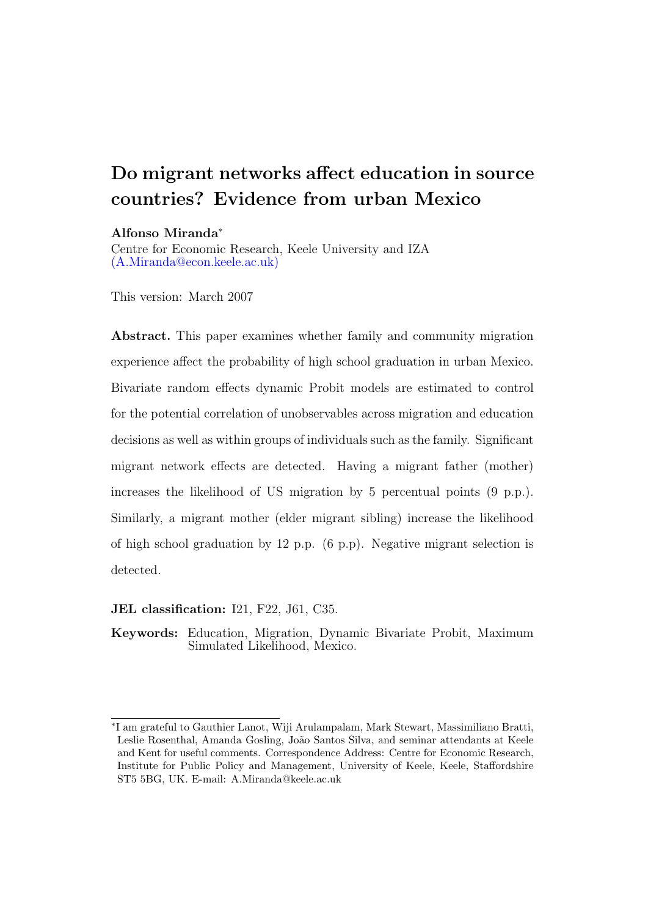# Do migrant networks affect education in source countries? Evidence from urban Mexico

**Alfonso Miranda**[*]
Centre for Economic Research, Keele University and IZA
(A.Miranda@econ.keele.ac.uk)

This version: March 2007

**Abstract.** This paper examines whether family and community migration experience affect the probability of high school graduation in urban Mexico. Bivariate random effects dynamic Probit models are estimated to control for the potential correlation of unobservables across migration and education decisions as well as within groups of individuals such as the family. Significant migrant network effects are detected. Having a migrant father (mother) increases the likelihood of US migration by 5 percentual points (9 p.p.). Similarly, a migrant mother (elder migrant sibling) increase the likelihood of high school graduation by 12 p.p. (6 p.p). Negative migrant selection is detected.

**JEL classification:** I21, F22, J61, C35.

**Keywords:** Education, Migration, Dynamic Bivariate Probit, Maximum Simulated Likelihood, Mexico.

---

[*] I am grateful to Gauthier Lanot, Wiji Arulampalam, Mark Stewart, Massimiliano Bratti, Leslie Rosenthal, Amanda Gosling, João Santos Silva, and seminar attendants at Keele and Kent for useful comments. Correspondence Address: Centre for Economic Research, Institute for Public Policy and Management, University of Keele, Keele, Staffordshire ST5 5BG, UK. E-mail: A.Miranda@keele.ac.uk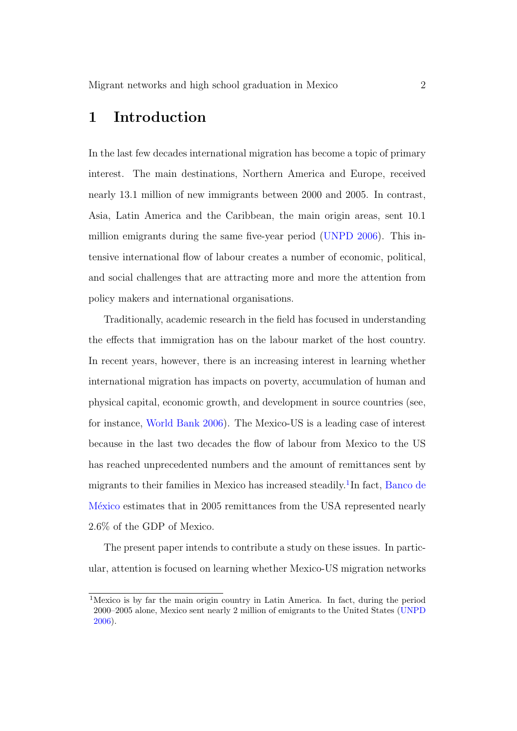# 1 Introduction

In the last few decades international migration has become a topic of primary interest. The main destinations, Northern America and Europe, received nearly 13.1 million of new immigrants between 2000 and 2005. In contrast, Asia, Latin America and the Caribbean, the main origin areas, sent 10.1 million emigrants during the same five-year period (UNPD 2006). This intensive international flow of labour creates a number of economic, political, and social challenges that are attracting more and more the attention from policy makers and international organisations.

Traditionally, academic research in the field has focused in understanding the effects that immigration has on the labour market of the host country. In recent years, however, there is an increasing interest in learning whether international migration has impacts on poverty, accumulation of human and physical capital, economic growth, and development in source countries (see, for instance, World Bank 2006). The Mexico-US is a leading case of interest because in the last two decades the flow of labour from Mexico to the US has reached unprecedented numbers and the amount of remittances sent by migrants to their families in Mexico has increased steadily.[1] In fact, Banco de México estimates that in 2005 remittances from the USA represented nearly 2.6% of the GDP of Mexico.

The present paper intends to contribute a study on these issues. In particular, attention is focused on learning whether Mexico-US migration networks

[1] Mexico is by far the main origin country in Latin America. In fact, during the period 2000–2005 alone, Mexico sent nearly 2 million of emigrants to the United States (UNPD 2006).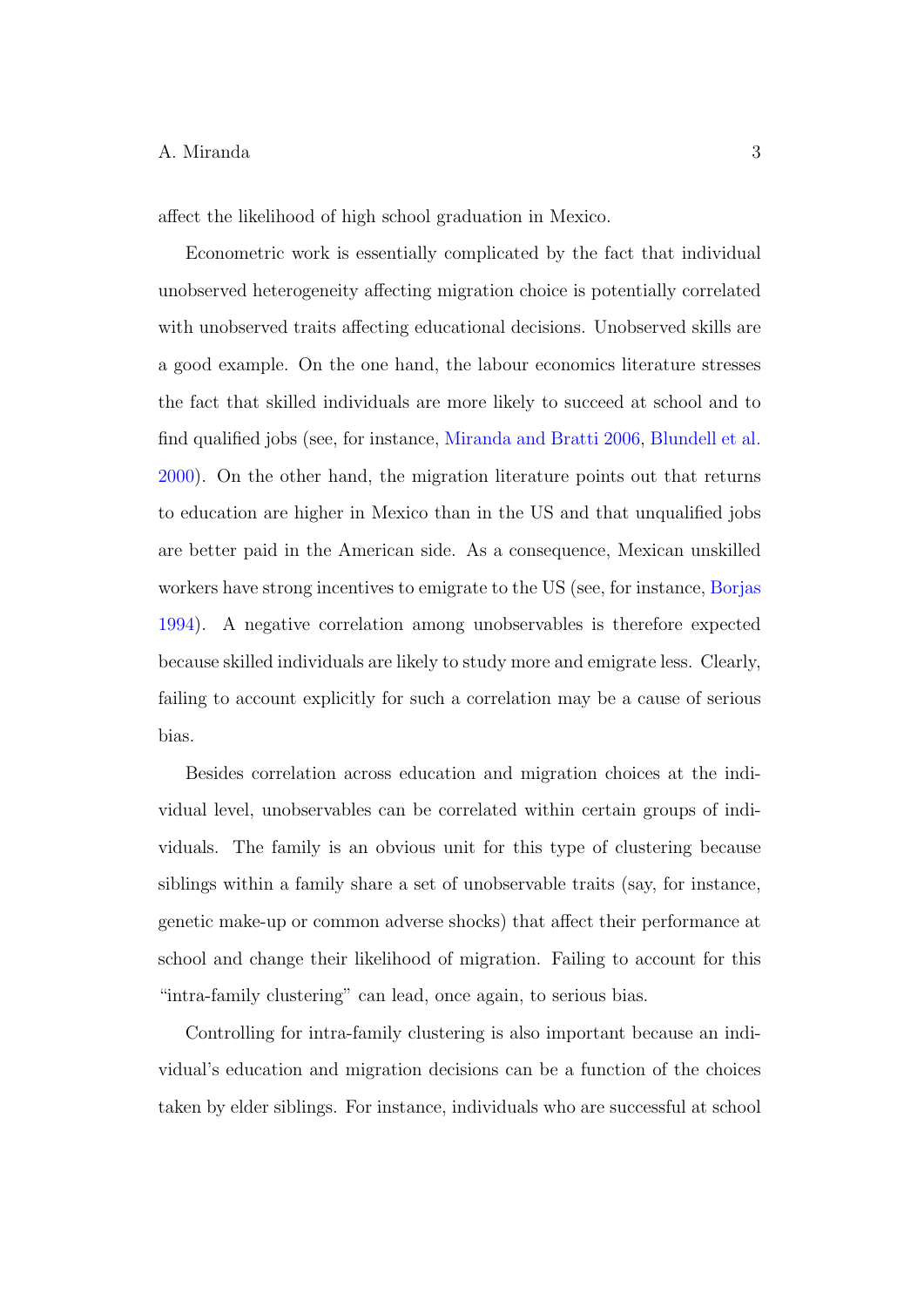affect the likelihood of high school graduation in Mexico.

Econometric work is essentially complicated by the fact that individual unobserved heterogeneity affecting migration choice is potentially correlated with unobserved traits affecting educational decisions. Unobserved skills are a good example. On the one hand, the labour economics literature stresses the fact that skilled individuals are more likely to succeed at school and to find qualified jobs (see, for instance, Miranda and Bratti 2006, Blundell et al. 2000). On the other hand, the migration literature points out that returns to education are higher in Mexico than in the US and that unqualified jobs are better paid in the American side. As a consequence, Mexican unskilled workers have strong incentives to emigrate to the US (see, for instance, Borjas 1994). A negative correlation among unobservables is therefore expected because skilled individuals are likely to study more and emigrate less. Clearly, failing to account explicitly for such a correlation may be a cause of serious bias.

Besides correlation across education and migration choices at the individual level, unobservables can be correlated within certain groups of individuals. The family is an obvious unit for this type of clustering because siblings within a family share a set of unobservable traits (say, for instance, genetic make-up or common adverse shocks) that affect their performance at school and change their likelihood of migration. Failing to account for this "intra-family clustering" can lead, once again, to serious bias.

Controlling for intra-family clustering is also important because an individual's education and migration decisions can be a function of the choices taken by elder siblings. For instance, individuals who are successful at school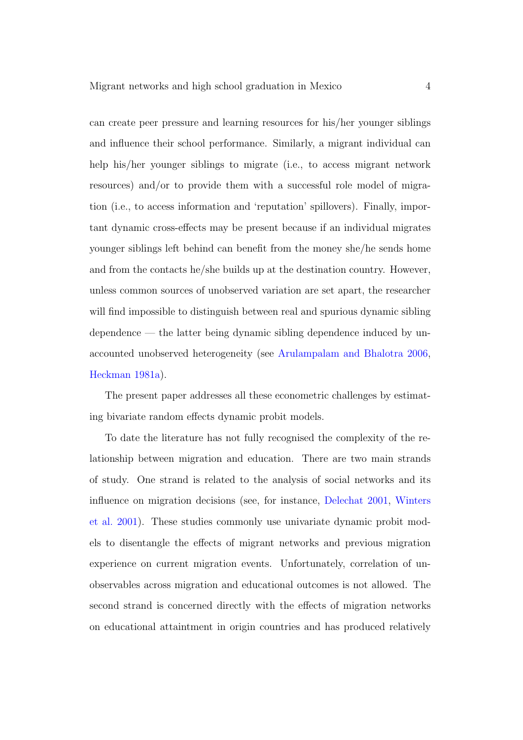can create peer pressure and learning resources for his/her younger siblings and influence their school performance. Similarly, a migrant individual can help his/her younger siblings to migrate (i.e., to access migrant network resources) and/or to provide them with a successful role model of migration (i.e., to access information and 'reputation' spillovers). Finally, important dynamic cross-effects may be present because if an individual migrates younger siblings left behind can benefit from the money she/he sends home and from the contacts he/she builds up at the destination country. However, unless common sources of unobserved variation are set apart, the researcher will find impossible to distinguish between real and spurious dynamic sibling dependence — the latter being dynamic sibling dependence induced by unaccounted unobserved heterogeneity (see Arulampalam and Bhalotra 2006, Heckman 1981a).

The present paper addresses all these econometric challenges by estimating bivariate random effects dynamic probit models.

To date the literature has not fully recognised the complexity of the relationship between migration and education. There are two main strands of study. One strand is related to the analysis of social networks and its influence on migration decisions (see, for instance, Delechat 2001, Winters et al. 2001). These studies commonly use univariate dynamic probit models to disentangle the effects of migrant networks and previous migration experience on current migration events. Unfortunately, correlation of unobservables across migration and educational outcomes is not allowed. The second strand is concerned directly with the effects of migration networks on educational attaintment in origin countries and has produced relatively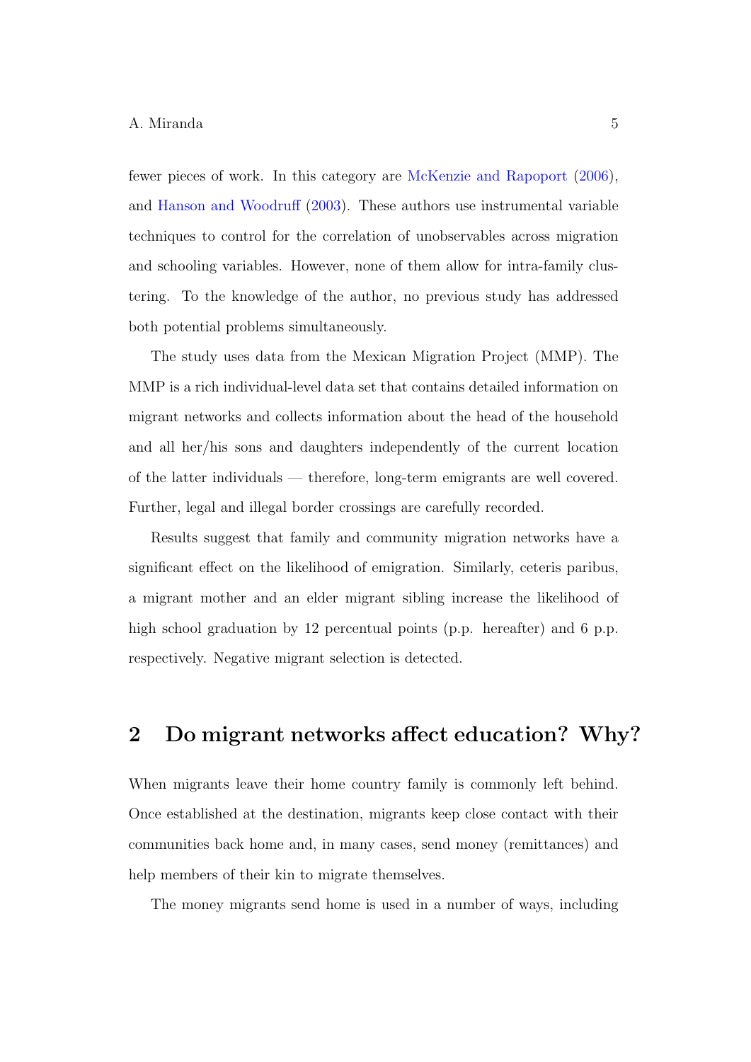fewer pieces of work. In this category are McKenzie and Rapoport (2006), and Hanson and Woodruff (2003). These authors use instrumental variable techniques to control for the correlation of unobservables across migration and schooling variables. However, none of them allow for intra-family clustering. To the knowledge of the author, no previous study has addressed both potential problems simultaneously.

The study uses data from the Mexican Migration Project (MMP). The MMP is a rich individual-level data set that contains detailed information on migrant networks and collects information about the head of the household and all her/his sons and daughters independently of the current location of the latter individuals — therefore, long-term emigrants are well covered. Further, legal and illegal border crossings are carefully recorded.

Results suggest that family and community migration networks have a significant effect on the likelihood of emigration. Similarly, ceteris paribus, a migrant mother and an elder migrant sibling increase the likelihood of high school graduation by 12 percentual points (p.p. hereafter) and 6 p.p. respectively. Negative migrant selection is detected.

## 2 Do migrant networks affect education? Why?

When migrants leave their home country family is commonly left behind. Once established at the destination, migrants keep close contact with their communities back home and, in many cases, send money (remittances) and help members of their kin to migrate themselves.

The money migrants send home is used in a number of ways, including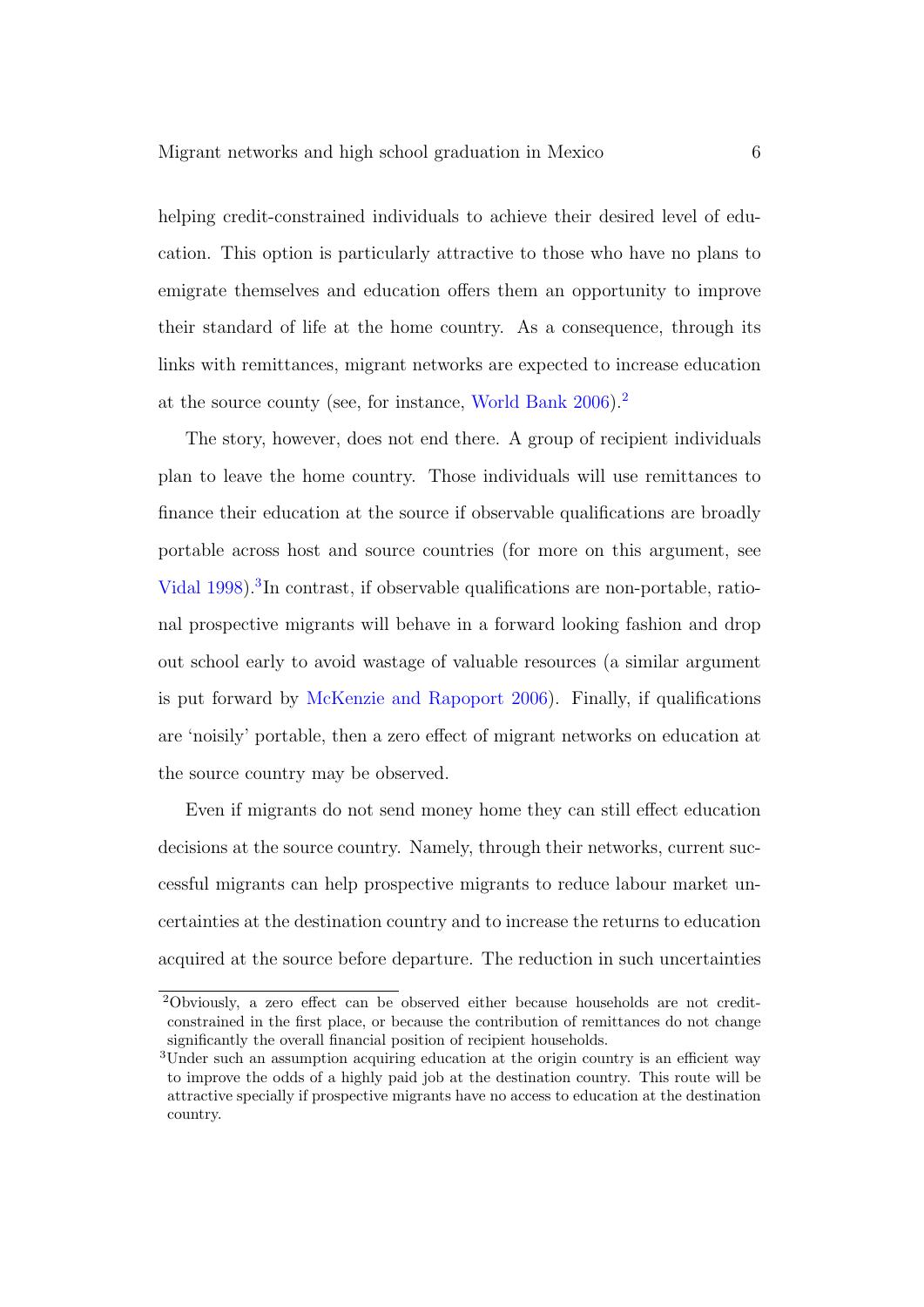helping credit-constrained individuals to achieve their desired level of education. This option is particularly attractive to those who have no plans to emigrate themselves and education offers them an opportunity to improve their standard of life at the home country. As a consequence, through its links with remittances, migrant networks are expected to increase education at the source county (see, for instance, World Bank 2006).[2]

The story, however, does not end there. A group of recipient individuals plan to leave the home country. Those individuals will use remittances to finance their education at the source if observable qualifications are broadly portable across host and source countries (for more on this argument, see Vidal 1998).[3]In contrast, if observable qualifications are non-portable, rational prospective migrants will behave in a forward looking fashion and drop out school early to avoid wastage of valuable resources (a similar argument is put forward by McKenzie and Rapoport 2006). Finally, if qualifications are 'noisily' portable, then a zero effect of migrant networks on education at the source country may be observed.

Even if migrants do not send money home they can still effect education decisions at the source country. Namely, through their networks, current successful migrants can help prospective migrants to reduce labour market uncertainties at the destination country and to increase the returns to education acquired at the source before departure. The reduction in such uncertainties

[2]Obviously, a zero effect can be observed either because households are not credit-constrained in the first place, or because the contribution of remittances do not change significantly the overall financial position of recipient households.

[3]Under such an assumption acquiring education at the origin country is an efficient way to improve the odds of a highly paid job at the destination country. This route will be attractive specially if prospective migrants have no access to education at the destination country.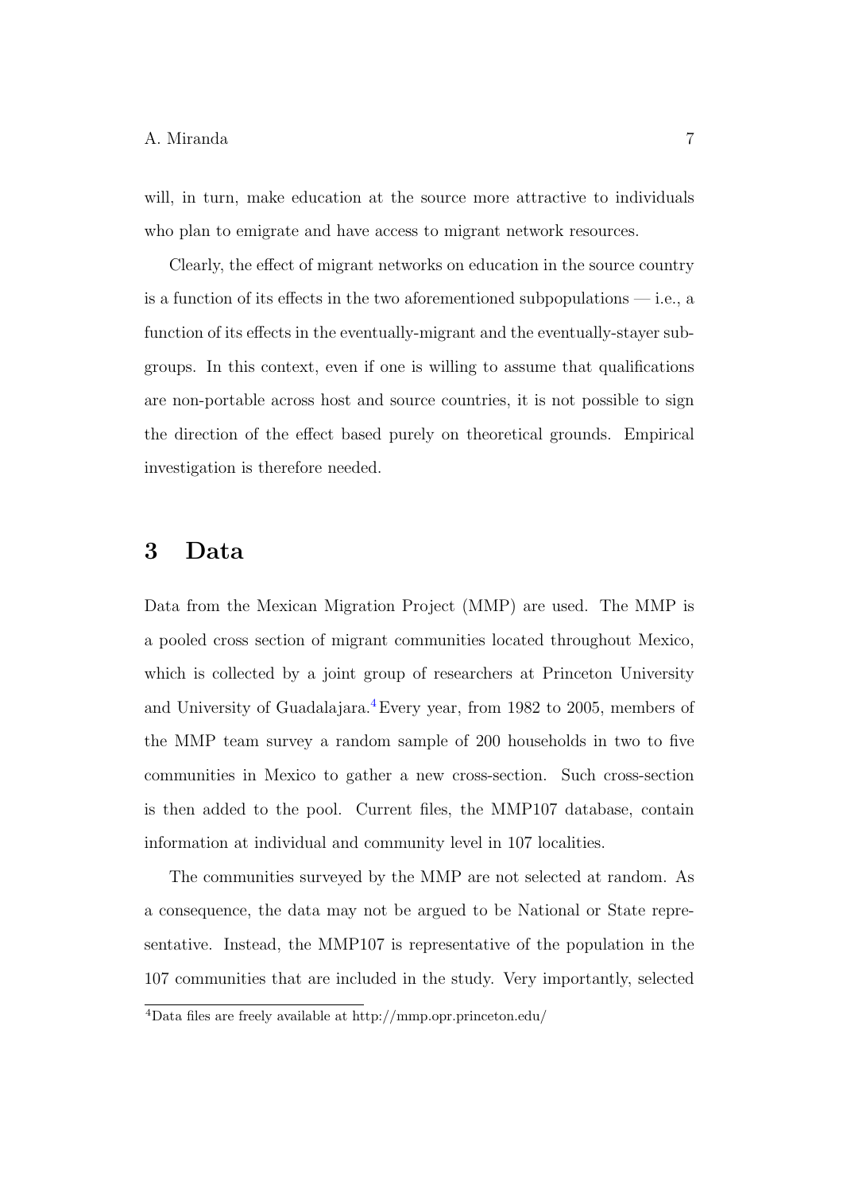will, in turn, make education at the source more attractive to individuals who plan to emigrate and have access to migrant network resources.

Clearly, the effect of migrant networks on education in the source country is a function of its effects in the two aforementioned subpopulations — i.e., a function of its effects in the eventually-migrant and the eventually-stayer subgroups. In this context, even if one is willing to assume that qualifications are non-portable across host and source countries, it is not possible to sign the direction of the effect based purely on theoretical grounds. Empirical investigation is therefore needed.

# 3 Data

Data from the Mexican Migration Project (MMP) are used. The MMP is a pooled cross section of migrant communities located throughout Mexico, which is collected by a joint group of researchers at Princeton University and University of Guadalajara.[4] Every year, from 1982 to 2005, members of the MMP team survey a random sample of 200 households in two to five communities in Mexico to gather a new cross-section. Such cross-section is then added to the pool. Current files, the MMP107 database, contain information at individual and community level in 107 localities.

The communities surveyed by the MMP are not selected at random. As a consequence, the data may not be argued to be National or State representative. Instead, the MMP107 is representative of the population in the 107 communities that are included in the study. Very importantly, selected

[4] Data files are freely available at http://mmp.opr.princeton.edu/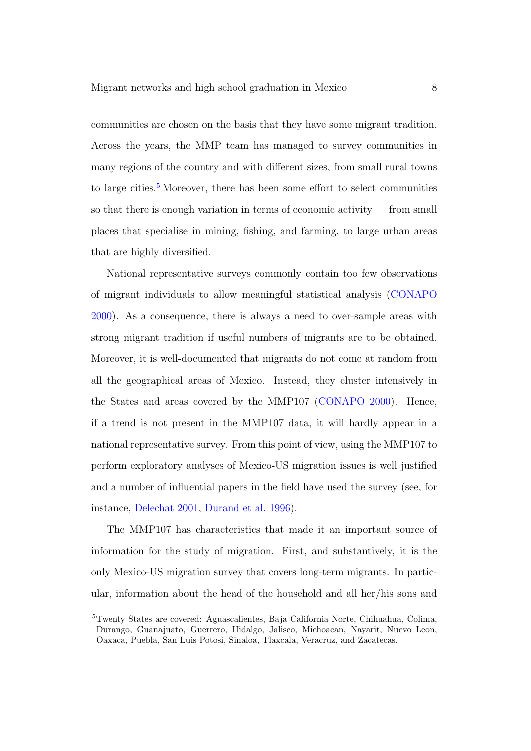communities are chosen on the basis that they have some migrant tradition. Across the years, the MMP team has managed to survey communities in many regions of the country and with different sizes, from small rural towns to large cities.[5] Moreover, there has been some effort to select communities so that there is enough variation in terms of economic activity — from small places that specialise in mining, fishing, and farming, to large urban areas that are highly diversified.

National representative surveys commonly contain too few observations of migrant individuals to allow meaningful statistical analysis (CONAPO 2000). As a consequence, there is always a need to over-sample areas with strong migrant tradition if useful numbers of migrants are to be obtained. Moreover, it is well-documented that migrants do not come at random from all the geographical areas of Mexico. Instead, they cluster intensively in the States and areas covered by the MMP107 (CONAPO 2000). Hence, if a trend is not present in the MMP107 data, it will hardly appear in a national representative survey. From this point of view, using the MMP107 to perform exploratory analyses of Mexico-US migration issues is well justified and a number of influential papers in the field have used the survey (see, for instance, Delechat 2001, Durand et al. 1996).

The MMP107 has characteristics that made it an important source of information for the study of migration. First, and substantively, it is the only Mexico-US migration survey that covers long-term migrants. In particular, information about the head of the household and all her/his sons and

[5] Twenty States are covered: Aguascalientes, Baja California Norte, Chihuahua, Colima, Durango, Guanajuato, Guerrero, Hidalgo, Jalisco, Michoacan, Nayarit, Nuevo Leon, Oaxaca, Puebla, San Luis Potosi, Sinaloa, Tlaxcala, Veracruz, and Zacatecas.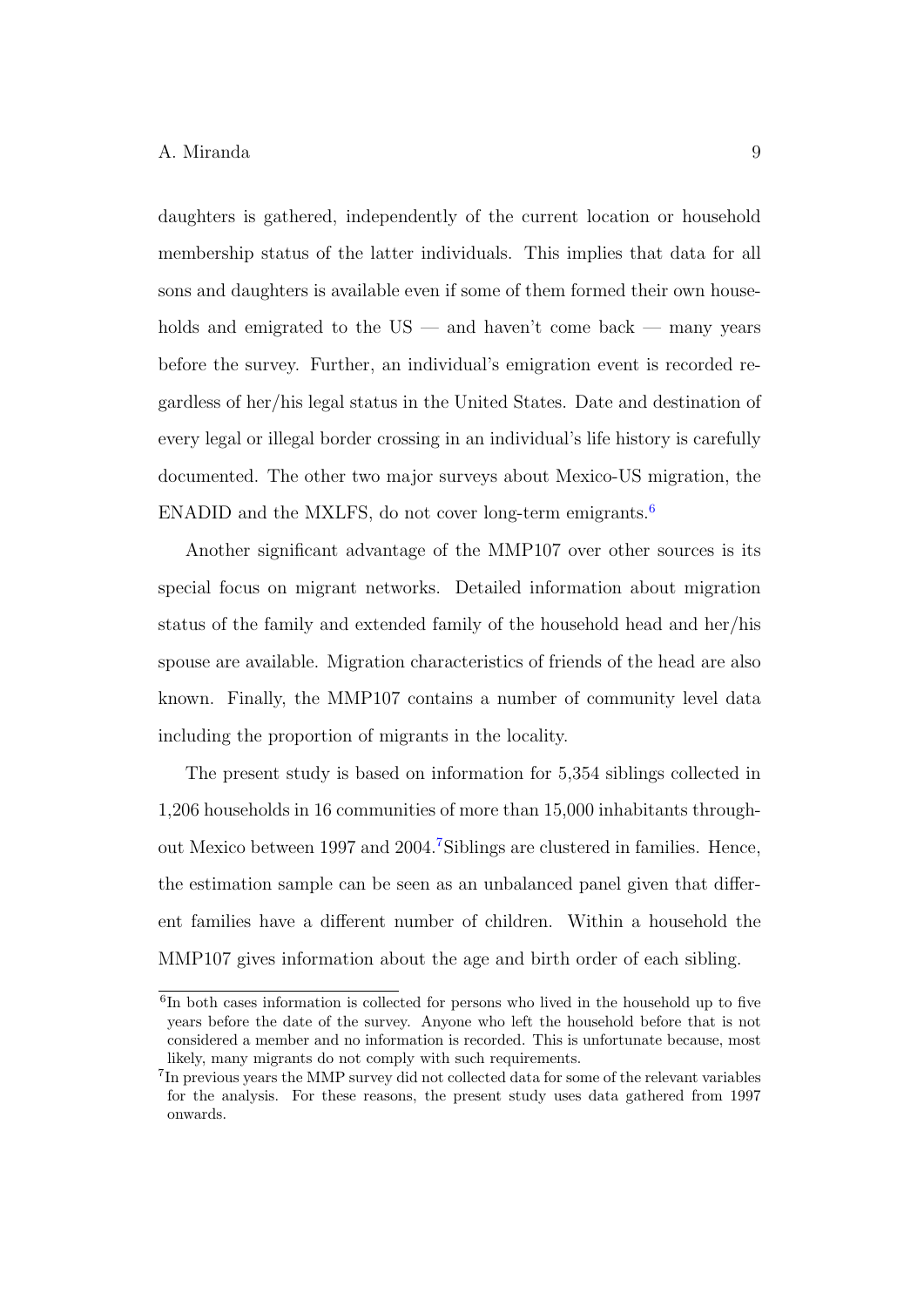daughters is gathered, independently of the current location or household membership status of the latter individuals. This implies that data for all sons and daughters is available even if some of them formed their own households and emigrated to the US — and haven't come back — many years before the survey. Further, an individual's emigration event is recorded regardless of her/his legal status in the United States. Date and destination of every legal or illegal border crossing in an individual's life history is carefully documented. The other two major surveys about Mexico-US migration, the ENADID and the MXLFS, do not cover long-term emigrants.[6]

Another significant advantage of the MMP107 over other sources is its special focus on migrant networks. Detailed information about migration status of the family and extended family of the household head and her/his spouse are available. Migration characteristics of friends of the head are also known. Finally, the MMP107 contains a number of community level data including the proportion of migrants in the locality.

The present study is based on information for 5,354 siblings collected in 1,206 households in 16 communities of more than 15,000 inhabitants throughout Mexico between 1997 and 2004.[7] Siblings are clustered in families. Hence, the estimation sample can be seen as an unbalanced panel given that different families have a different number of children. Within a household the MMP107 gives information about the age and birth order of each sibling.

---

[6] In both cases information is collected for persons who lived in the household up to five years before the date of the survey. Anyone who left the household before that is not considered a member and no information is recorded. This is unfortunate because, most likely, many migrants do not comply with such requirements.

[7] In previous years the MMP survey did not collected data for some of the relevant variables for the analysis. For these reasons, the present study uses data gathered from 1997 onwards.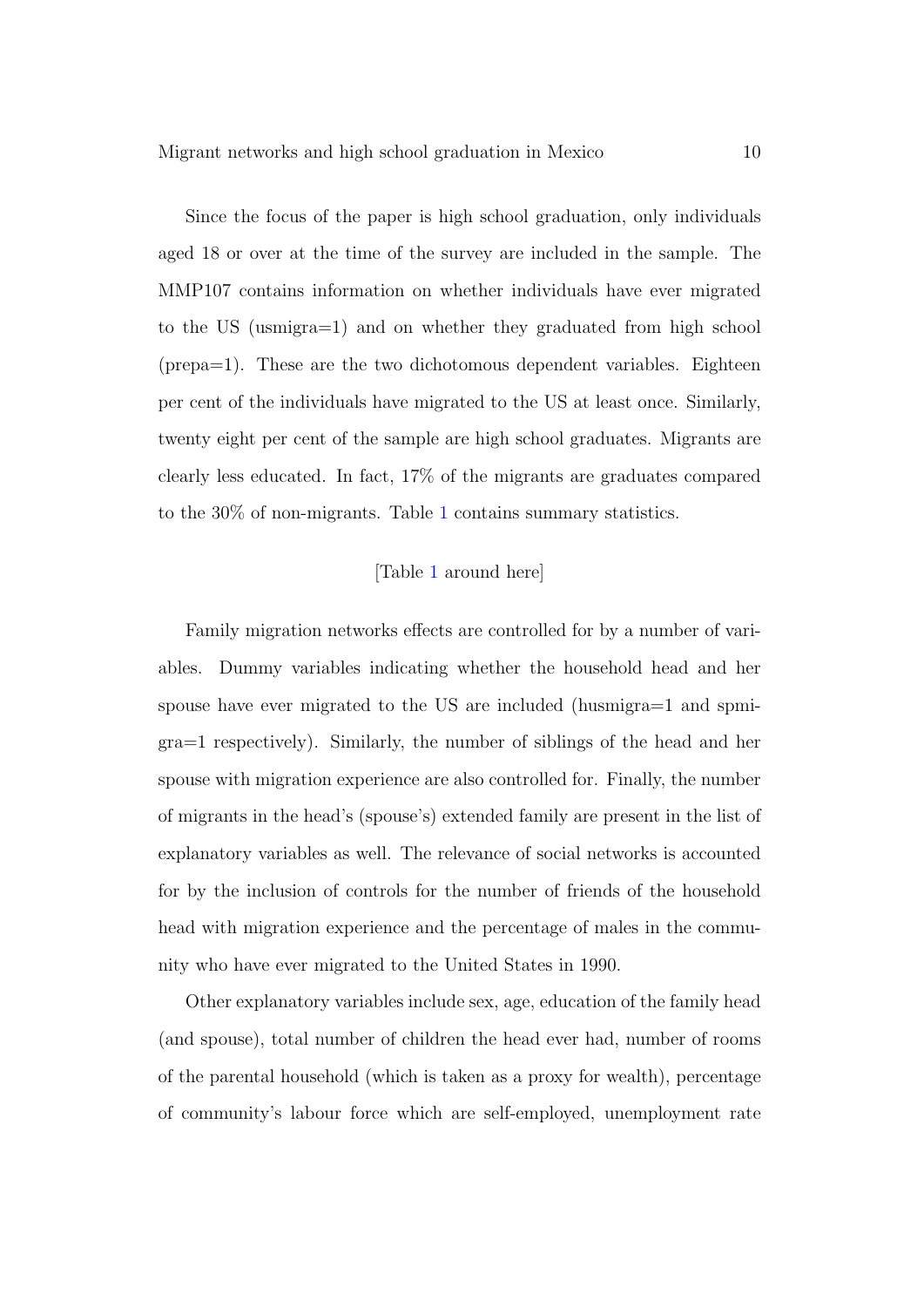Since the focus of the paper is high school graduation, only individuals aged 18 or over at the time of the survey are included in the sample. The MMP107 contains information on whether individuals have ever migrated to the US (usmigra=1) and on whether they graduated from high school (prepa=1). These are the two dichotomous dependent variables. Eighteen per cent of the individuals have migrated to the US at least once. Similarly, twenty eight per cent of the sample are high school graduates. Migrants are clearly less educated. In fact, 17% of the migrants are graduates compared to the 30% of non-migrants. Table 1 contains summary statistics.

[Table 1 around here]

Family migration networks effects are controlled for by a number of variables. Dummy variables indicating whether the household head and her spouse have ever migrated to the US are included (husmigra=1 and spmigra=1 respectively). Similarly, the number of siblings of the head and her spouse with migration experience are also controlled for. Finally, the number of migrants in the head's (spouse's) extended family are present in the list of explanatory variables as well. The relevance of social networks is accounted for by the inclusion of controls for the number of friends of the household head with migration experience and the percentage of males in the community who have ever migrated to the United States in 1990.

Other explanatory variables include sex, age, education of the family head (and spouse), total number of children the head ever had, number of rooms of the parental household (which is taken as a proxy for wealth), percentage of community's labour force which are self-employed, unemployment rate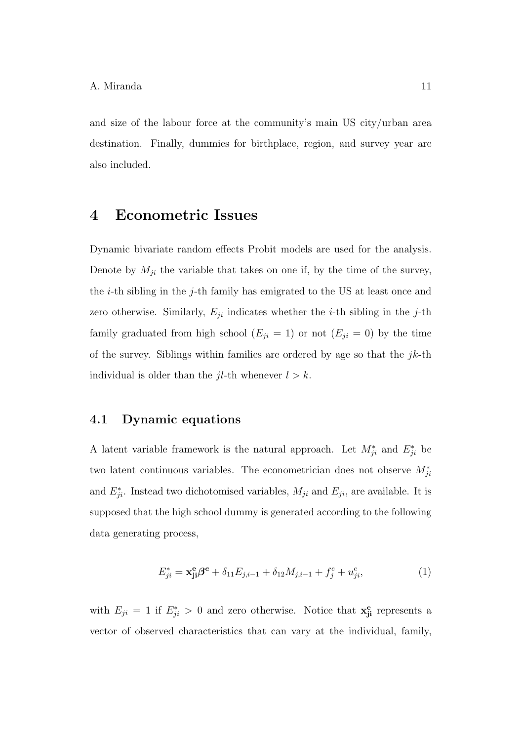and size of the labour force at the community's main US city/urban area destination. Finally, dummies for birthplace, region, and survey year are also included.

# 4 Econometric Issues

Dynamic bivariate random effects Probit models are used for the analysis. Denote by $M_{ji}$ the variable that takes on one if, by the time of the survey, the $i$-th sibling in the $j$-th family has emigrated to the US at least once and zero otherwise. Similarly, $E_{ji}$ indicates whether the $i$-th sibling in the $j$-th family graduated from high school ($E_{ji} = 1$) or not ($E_{ji} = 0$) by the time of the survey. Siblings within families are ordered by age so that the $jk$-th individual is older than the $jl$-th whenever $l > k$.

## 4.1 Dynamic equations

A latent variable framework is the natural approach. Let $M^*_{ji}$ and $E^*_{ji}$ be two latent continuous variables. The econometrician does not observe $M^*_{ji}$ and $E^*_{ji}$. Instead two dichotomised variables, $M_{ji}$ and $E_{ji}$, are available. It is supposed that the high school dummy is generated according to the following data generating process,

$$E^*_{ji} = \mathbf{x^e_{ji}}\boldsymbol{\beta^e} + \delta_{11}E_{j,i-1} + \delta_{12}M_{j,i-1} + f^e_j + u^e_{ji}, \tag{1}$$

with $E_{ji} = 1$ if $E^*_{ji} > 0$ and zero otherwise. Notice that $\mathbf{x^e_{ji}}$ represents a vector of observed characteristics that can vary at the individual, family,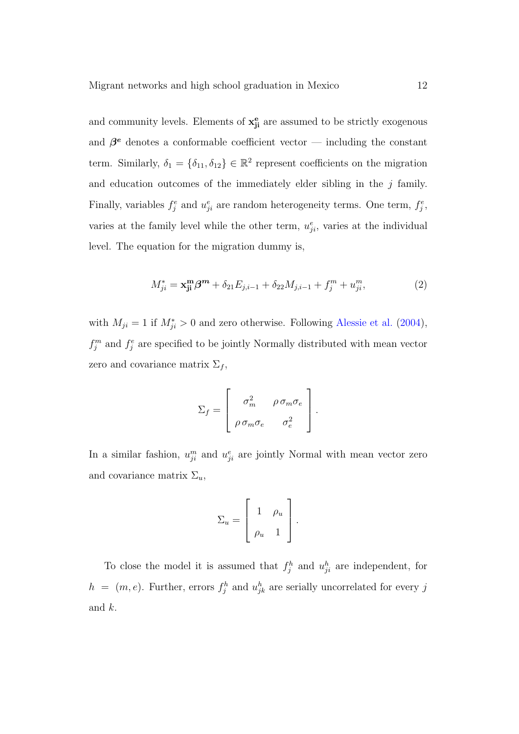and community levels. Elements of $\mathbf{x_{ji}^{e}}$ are assumed to be strictly exogenous and $\boldsymbol{\beta^{e}}$ denotes a conformable coefficient vector — including the constant term. Similarly, $\delta_1 = \{\delta_{11}, \delta_{12}\} \in \mathbb{R}^2$ represent coefficients on the migration and education outcomes of the immediately elder sibling in the $j$ family. Finally, variables $f_j^e$ and $u_{ji}^e$ are random heterogeneity terms. One term, $f_j^e$, varies at the family level while the other term, $u_{ji}^e$, varies at the individual level. The equation for the migration dummy is,

$$M_{ji}^{*} = \mathbf{x_{ji}^{m}}\boldsymbol{\beta^{m}} + \delta_{21}E_{j,i-1} + \delta_{22}M_{j,i-1} + f_j^m + u_{ji}^m, \tag{2}$$

with $M_{ji} = 1$ if $M_{ji}^{*} > 0$ and zero otherwise. Following Alessie et al. (2004), $f_j^m$ and $f_j^e$ are specified to be jointly Normally distributed with mean vector zero and covariance matrix $\Sigma_f$,

$$\Sigma_f = \begin{bmatrix} \sigma_m^2 & \rho\,\sigma_m\sigma_e \\ \rho\,\sigma_m\sigma_e & \sigma_e^2 \end{bmatrix}.$$

In a similar fashion, $u_{ji}^m$ and $u_{ji}^e$ are jointly Normal with mean vector zero and covariance matrix $\Sigma_u$,

$$\Sigma_u = \begin{bmatrix} 1 & \rho_u \\ \rho_u & 1 \end{bmatrix}.$$

To close the model it is assumed that $f_j^h$ and $u_{ji}^h$ are independent, for $h = (m, e)$. Further, errors $f_j^h$ and $u_{jk}^h$ are serially uncorrelated for every $j$ and $k$.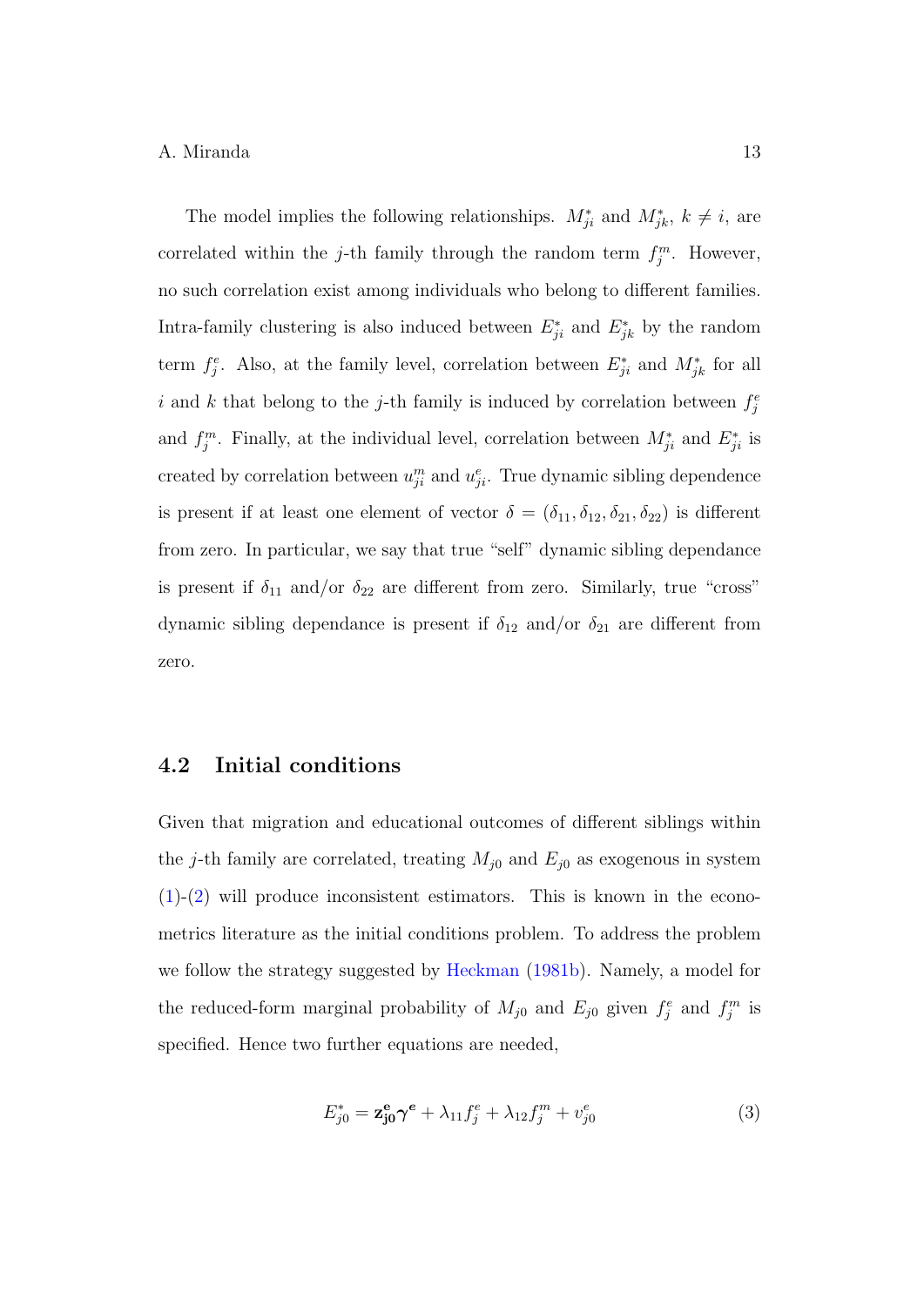The model implies the following relationships. $M^*_{ji}$ and $M^*_{jk}$, $k \neq i$, are correlated within the $j$-th family through the random term $f^m_j$. However, no such correlation exist among individuals who belong to different families. Intra-family clustering is also induced between $E^*_{ji}$ and $E^*_{jk}$ by the random term $f^e_j$. Also, at the family level, correlation between $E^*_{ji}$ and $M^*_{jk}$ for all $i$ and $k$ that belong to the $j$-th family is induced by correlation between $f^e_j$ and $f^m_j$. Finally, at the individual level, correlation between $M^*_{ji}$ and $E^*_{ji}$ is created by correlation between $u^m_{ji}$ and $u^e_{ji}$. True dynamic sibling dependence is present if at least one element of vector $\delta = (\delta_{11}, \delta_{12}, \delta_{21}, \delta_{22})$ is different from zero. In particular, we say that true "self" dynamic sibling dependance is present if $\delta_{11}$ and/or $\delta_{22}$ are different from zero. Similarly, true "cross" dynamic sibling dependance is present if $\delta_{12}$ and/or $\delta_{21}$ are different from zero.

## 4.2 Initial conditions

Given that migration and educational outcomes of different siblings within the $j$-th family are correlated, treating $M_{j0}$ and $E_{j0}$ as exogenous in system (1)-(2) will produce inconsistent estimators. This is known in the econometrics literature as the initial conditions problem. To address the problem we follow the strategy suggested by Heckman (1981b). Namely, a model for the reduced-form marginal probability of $M_{j0}$ and $E_{j0}$ given $f^e_j$ and $f^m_j$ is specified. Hence two further equations are needed,

$$E^*_{j0} = \mathbf{z^e_{j0}} \boldsymbol{\gamma^e} + \lambda_{11} f^e_j + \lambda_{12} f^m_j + v^e_{j0} \tag{3}$$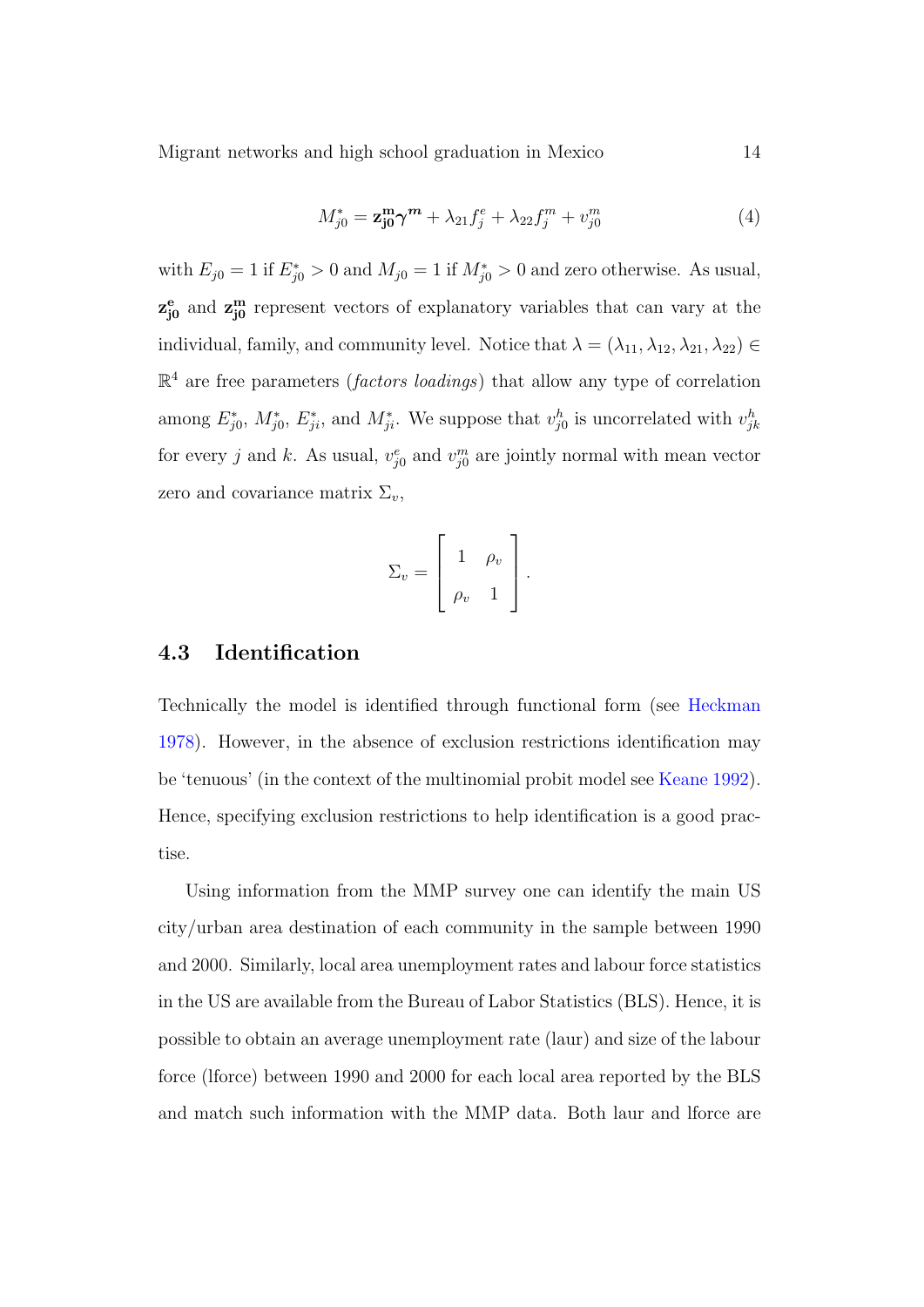$$M_{j0}^{*} = \mathbf{z_{j0}^{m}}\boldsymbol{\gamma^{m}} + \lambda_{21} f_{j}^{e} + \lambda_{22} f_{j}^{m} + v_{j0}^{m} \tag{4}$$

with $E_{j0} = 1$ if $E_{j0}^{*} > 0$ and $M_{j0} = 1$ if $M_{j0}^{*} > 0$ and zero otherwise. As usual, $\mathbf{z_{j0}^{e}}$ and $\mathbf{z_{j0}^{m}}$ represent vectors of explanatory variables that can vary at the individual, family, and community level. Notice that $\lambda = (\lambda_{11}, \lambda_{12}, \lambda_{21}, \lambda_{22}) \in \mathbb{R}^{4}$ are free parameters (*factors loadings*) that allow any type of correlation among $E_{j0}^{*}$, $M_{j0}^{*}$, $E_{ji}^{*}$, and $M_{ji}^{*}$. We suppose that $v_{j0}^{h}$ is uncorrelated with $v_{jk}^{h}$ for every $j$ and $k$. As usual, $v_{j0}^{e}$ and $v_{j0}^{m}$ are jointly normal with mean vector zero and covariance matrix $\Sigma_{v}$,

$$\Sigma_{v} = \begin{bmatrix} 1 & \rho_{v} \\ \rho_{v} & 1 \end{bmatrix}.$$

### 4.3 Identification

Technically the model is identified through functional form (see Heckman 1978). However, in the absence of exclusion restrictions identification may be 'tenuous' (in the context of the multinomial probit model see Keane 1992). Hence, specifying exclusion restrictions to help identification is a good practise.

Using information from the MMP survey one can identify the main US city/urban area destination of each community in the sample between 1990 and 2000. Similarly, local area unemployment rates and labour force statistics in the US are available from the Bureau of Labor Statistics (BLS). Hence, it is possible to obtain an average unemployment rate (laur) and size of the labour force (lforce) between 1990 and 2000 for each local area reported by the BLS and match such information with the MMP data. Both laur and lforce are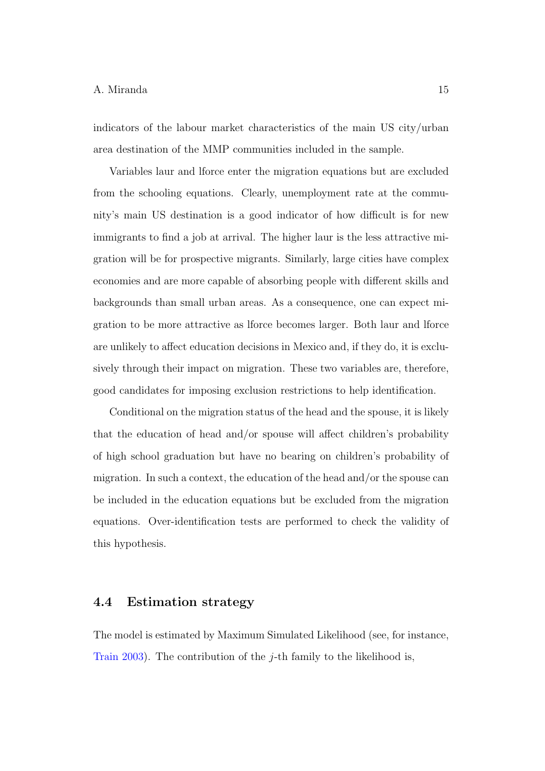indicators of the labour market characteristics of the main US city/urban area destination of the MMP communities included in the sample.

Variables laur and lforce enter the migration equations but are excluded from the schooling equations. Clearly, unemployment rate at the community's main US destination is a good indicator of how difficult is for new immigrants to find a job at arrival. The higher laur is the less attractive migration will be for prospective migrants. Similarly, large cities have complex economies and are more capable of absorbing people with different skills and backgrounds than small urban areas. As a consequence, one can expect migration to be more attractive as lforce becomes larger. Both laur and lforce are unlikely to affect education decisions in Mexico and, if they do, it is exclusively through their impact on migration. These two variables are, therefore, good candidates for imposing exclusion restrictions to help identification.

Conditional on the migration status of the head and the spouse, it is likely that the education of head and/or spouse will affect children's probability of high school graduation but have no bearing on children's probability of migration. In such a context, the education of the head and/or the spouse can be included in the education equations but be excluded from the migration equations. Over-identification tests are performed to check the validity of this hypothesis.

### 4.4 Estimation strategy

The model is estimated by Maximum Simulated Likelihood (see, for instance, Train 2003). The contribution of the $j$-th family to the likelihood is,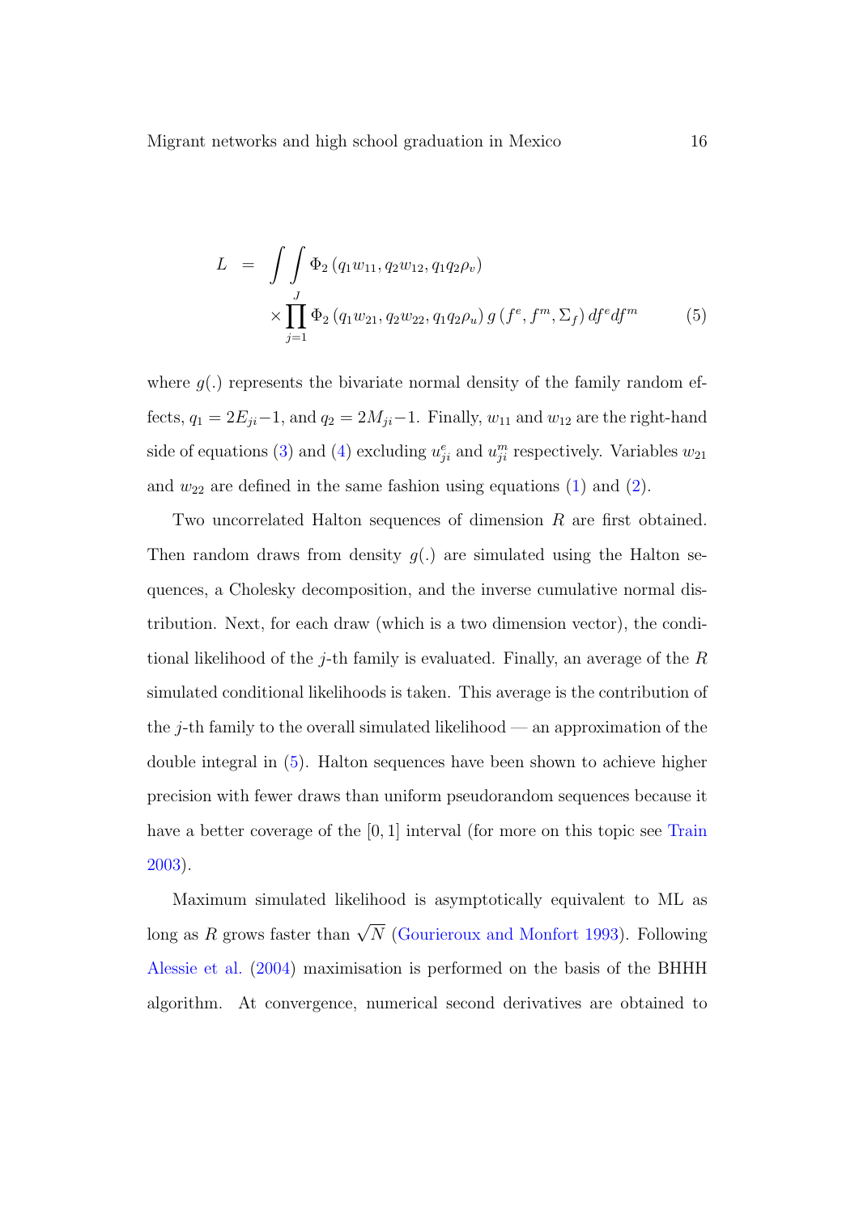$$
\begin{aligned}
L &= \int \int \Phi_2 \left( q_1 w_{11}, q_2 w_{12}, q_1 q_2 \rho_v \right) \\
&\quad \times \prod_{j=1}^{J} \Phi_2 \left( q_1 w_{21}, q_2 w_{22}, q_1 q_2 \rho_u \right) g \left( f^e, f^m, \Sigma_f \right) df^e df^m
\end{aligned} \tag{5}
$$

where $g(.)$ represents the bivariate normal density of the family random effects, $q_1 = 2E_{ji} - 1$, and $q_2 = 2M_{ji} - 1$. Finally, $w_{11}$ and $w_{12}$ are the right-hand side of equations (3) and (4) excluding $u^e_{ji}$ and $u^m_{ji}$ respectively. Variables $w_{21}$ and $w_{22}$ are defined in the same fashion using equations (1) and (2).

Two uncorrelated Halton sequences of dimension $R$ are first obtained. Then random draws from density $g(.)$ are simulated using the Halton sequences, a Cholesky decomposition, and the inverse cumulative normal distribution. Next, for each draw (which is a two dimension vector), the conditional likelihood of the $j$-th family is evaluated. Finally, an average of the $R$ simulated conditional likelihoods is taken. This average is the contribution of the $j$-th family to the overall simulated likelihood — an approximation of the double integral in (5). Halton sequences have been shown to achieve higher precision with fewer draws than uniform pseudorandom sequences because it have a better coverage of the $[0, 1]$ interval (for more on this topic see Train 2003).

Maximum simulated likelihood is asymptotically equivalent to ML as long as $R$ grows faster than $\sqrt{N}$ (Gourieroux and Monfort 1993). Following Alessie et al. (2004) maximisation is performed on the basis of the BHHH algorithm. At convergence, numerical second derivatives are obtained to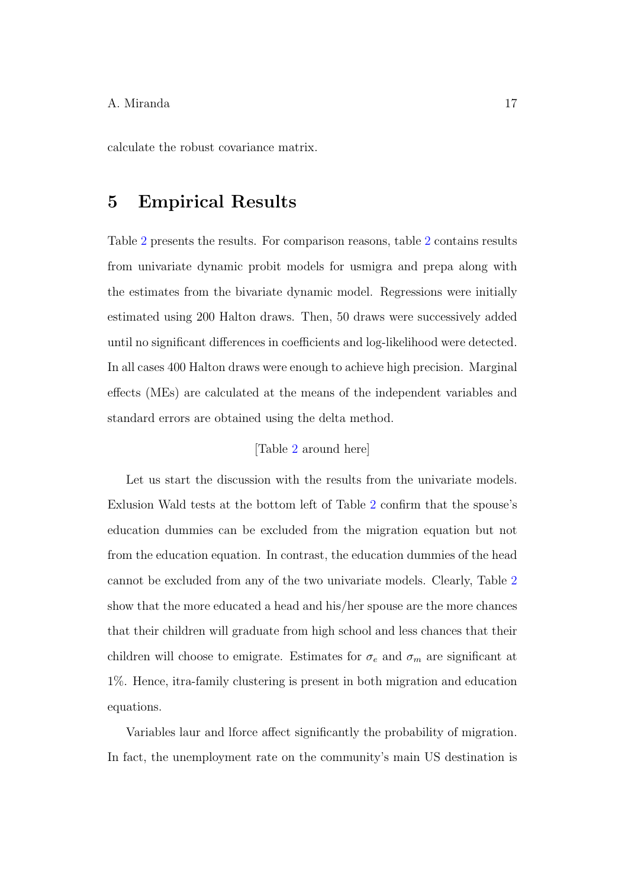calculate the robust covariance matrix.

# 5 Empirical Results

Table 2 presents the results. For comparison reasons, table 2 contains results from univariate dynamic probit models for usmigra and prepa along with the estimates from the bivariate dynamic model. Regressions were initially estimated using 200 Halton draws. Then, 50 draws were successively added until no significant differences in coefficients and log-likelihood were detected. In all cases 400 Halton draws were enough to achieve high precision. Marginal effects (MEs) are calculated at the means of the independent variables and standard errors are obtained using the delta method.

[Table 2 around here]

Let us start the discussion with the results from the univariate models. Exlusion Wald tests at the bottom left of Table 2 confirm that the spouse's education dummies can be excluded from the migration equation but not from the education equation. In contrast, the education dummies of the head cannot be excluded from any of the two univariate models. Clearly, Table 2 show that the more educated a head and his/her spouse are the more chances that their children will graduate from high school and less chances that their children will choose to emigrate. Estimates for $\sigma_e$ and $\sigma_m$ are significant at 1%. Hence, itra-family clustering is present in both migration and education equations.

Variables laur and lforce affect significantly the probability of migration. In fact, the unemployment rate on the community's main US destination is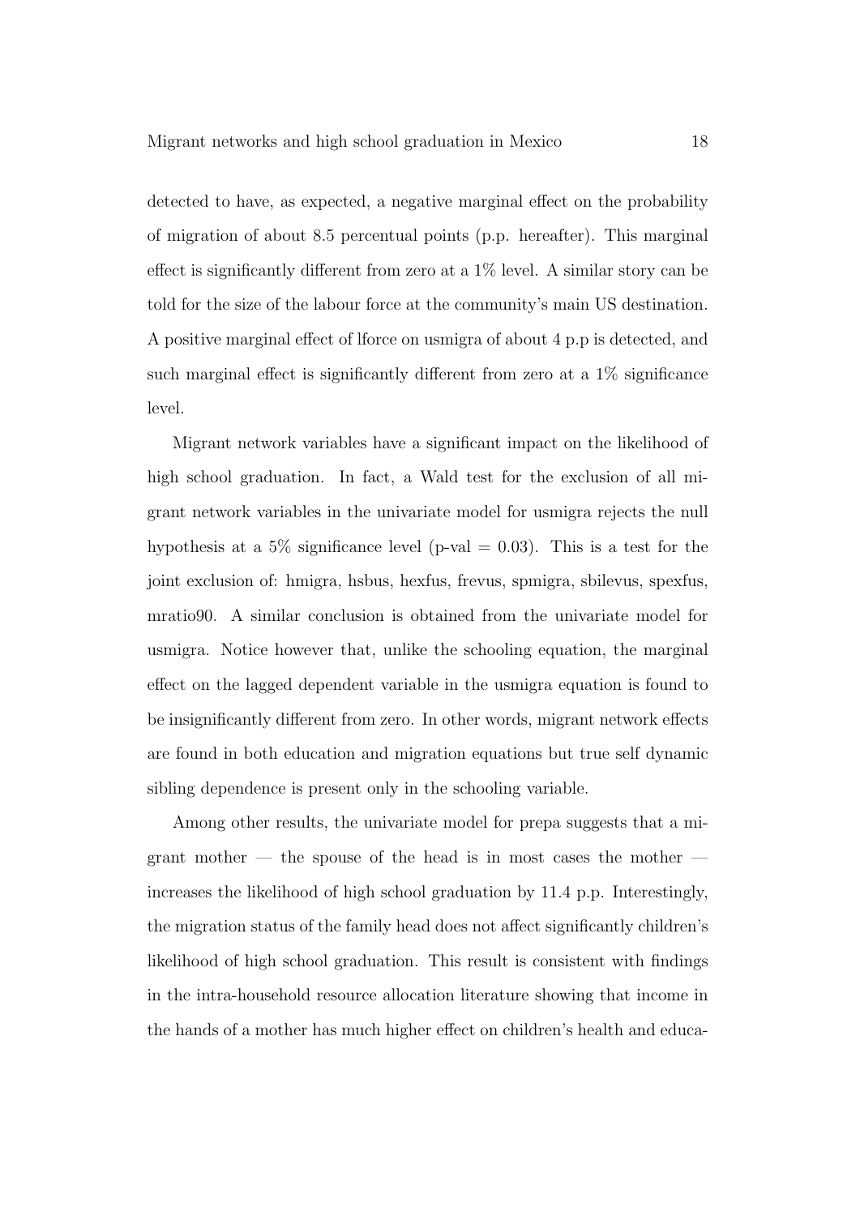detected to have, as expected, a negative marginal effect on the probability of migration of about 8.5 percentual points (p.p. hereafter). This marginal effect is significantly different from zero at a 1% level. A similar story can be told for the size of the labour force at the community's main US destination. A positive marginal effect of lforce on usmigra of about 4 p.p is detected, and such marginal effect is significantly different from zero at a 1% significance level.

Migrant network variables have a significant impact on the likelihood of high school graduation. In fact, a Wald test for the exclusion of all migrant network variables in the univariate model for usmigra rejects the null hypothesis at a 5% significance level (p-val = 0.03). This is a test for the joint exclusion of: hmigra, hsbus, hexfus, frevus, spmigra, sbilevus, spexfus, mratio90. A similar conclusion is obtained from the univariate model for usmigra. Notice however that, unlike the schooling equation, the marginal effect on the lagged dependent variable in the usmigra equation is found to be insignificantly different from zero. In other words, migrant network effects are found in both education and migration equations but true self dynamic sibling dependence is present only in the schooling variable.

Among other results, the univariate model for prepa suggests that a migrant mother — the spouse of the head is in most cases the mother — increases the likelihood of high school graduation by 11.4 p.p. Interestingly, the migration status of the family head does not affect significantly children's likelihood of high school graduation. This result is consistent with findings in the intra-household resource allocation literature showing that income in the hands of a mother has much higher effect on children's health and educa-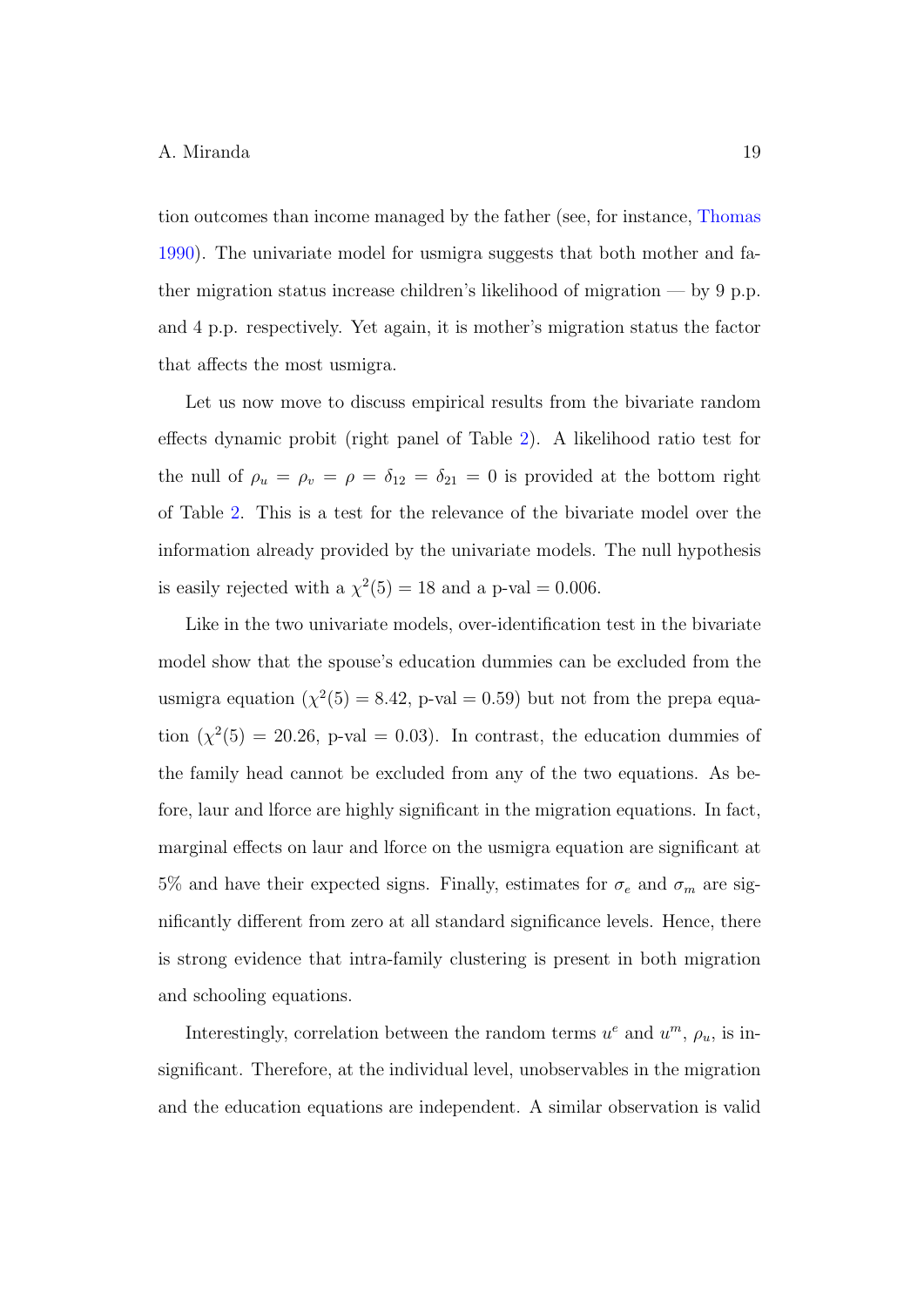tion outcomes than income managed by the father (see, for instance, Thomas 1990). The univariate model for usmigra suggests that both mother and father migration status increase children's likelihood of migration — by 9 p.p. and 4 p.p. respectively. Yet again, it is mother's migration status the factor that affects the most usmigra.

Let us now move to discuss empirical results from the bivariate random effects dynamic probit (right panel of Table 2). A likelihood ratio test for the null of $\rho_u = \rho_v = \rho = \delta_{12} = \delta_{21} = 0$ is provided at the bottom right of Table 2. This is a test for the relevance of the bivariate model over the information already provided by the univariate models. The null hypothesis is easily rejected with a $\chi^2(5) = 18$ and a p-val = 0.006.

Like in the two univariate models, over-identification test in the bivariate model show that the spouse's education dummies can be excluded from the usmigra equation ($\chi^2(5) = 8.42$, p-val = 0.59) but not from the prepa equation ($\chi^2(5) = 20.26$, p-val = 0.03). In contrast, the education dummies of the family head cannot be excluded from any of the two equations. As before, laur and lforce are highly significant in the migration equations. In fact, marginal effects on laur and lforce on the usmigra equation are significant at 5% and have their expected signs. Finally, estimates for $\sigma_e$ and $\sigma_m$ are significantly different from zero at all standard significance levels. Hence, there is strong evidence that intra-family clustering is present in both migration and schooling equations.

Interestingly, correlation between the random terms $u^e$ and $u^m$, $\rho_u$, is insignificant. Therefore, at the individual level, unobservables in the migration and the education equations are independent. A similar observation is valid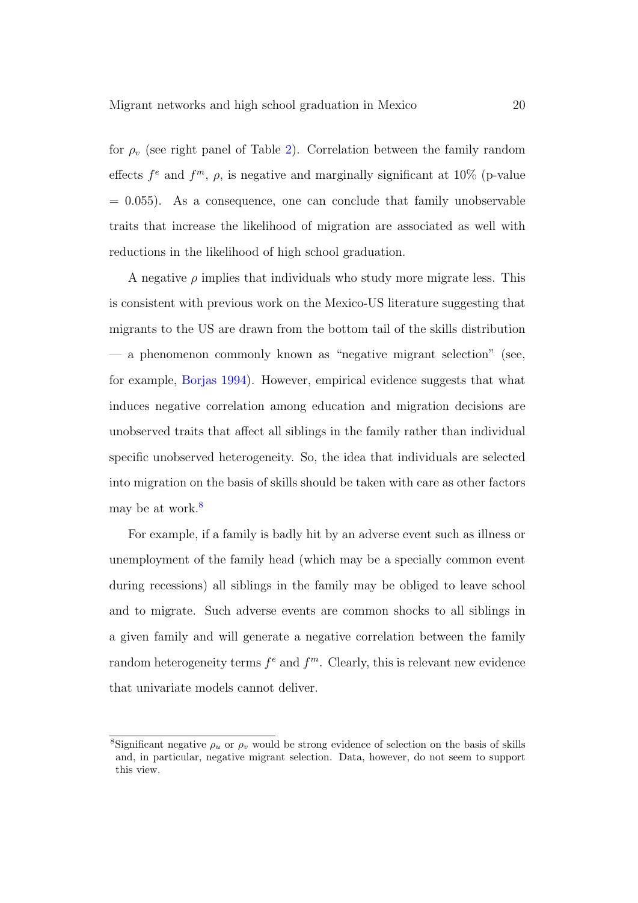for $\rho_v$ (see right panel of Table 2). Correlation between the family random effects $f^e$ and $f^m$, $\rho$, is negative and marginally significant at 10% (p-value = 0.055). As a consequence, one can conclude that family unobservable traits that increase the likelihood of migration are associated as well with reductions in the likelihood of high school graduation.

A negative $\rho$ implies that individuals who study more migrate less. This is consistent with previous work on the Mexico-US literature suggesting that migrants to the US are drawn from the bottom tail of the skills distribution — a phenomenon commonly known as "negative migrant selection" (see, for example, Borjas 1994). However, empirical evidence suggests that what induces negative correlation among education and migration decisions are unobserved traits that affect all siblings in the family rather than individual specific unobserved heterogeneity. So, the idea that individuals are selected into migration on the basis of skills should be taken with care as other factors may be at work.[8]

For example, if a family is badly hit by an adverse event such as illness or unemployment of the family head (which may be a specially common event during recessions) all siblings in the family may be obliged to leave school and to migrate. Such adverse events are common shocks to all siblings in a given family and will generate a negative correlation between the family random heterogeneity terms $f^e$ and $f^m$. Clearly, this is relevant new evidence that univariate models cannot deliver.

[8] Significant negative $\rho_u$ or $\rho_v$ would be strong evidence of selection on the basis of skills and, in particular, negative migrant selection. Data, however, do not seem to support this view.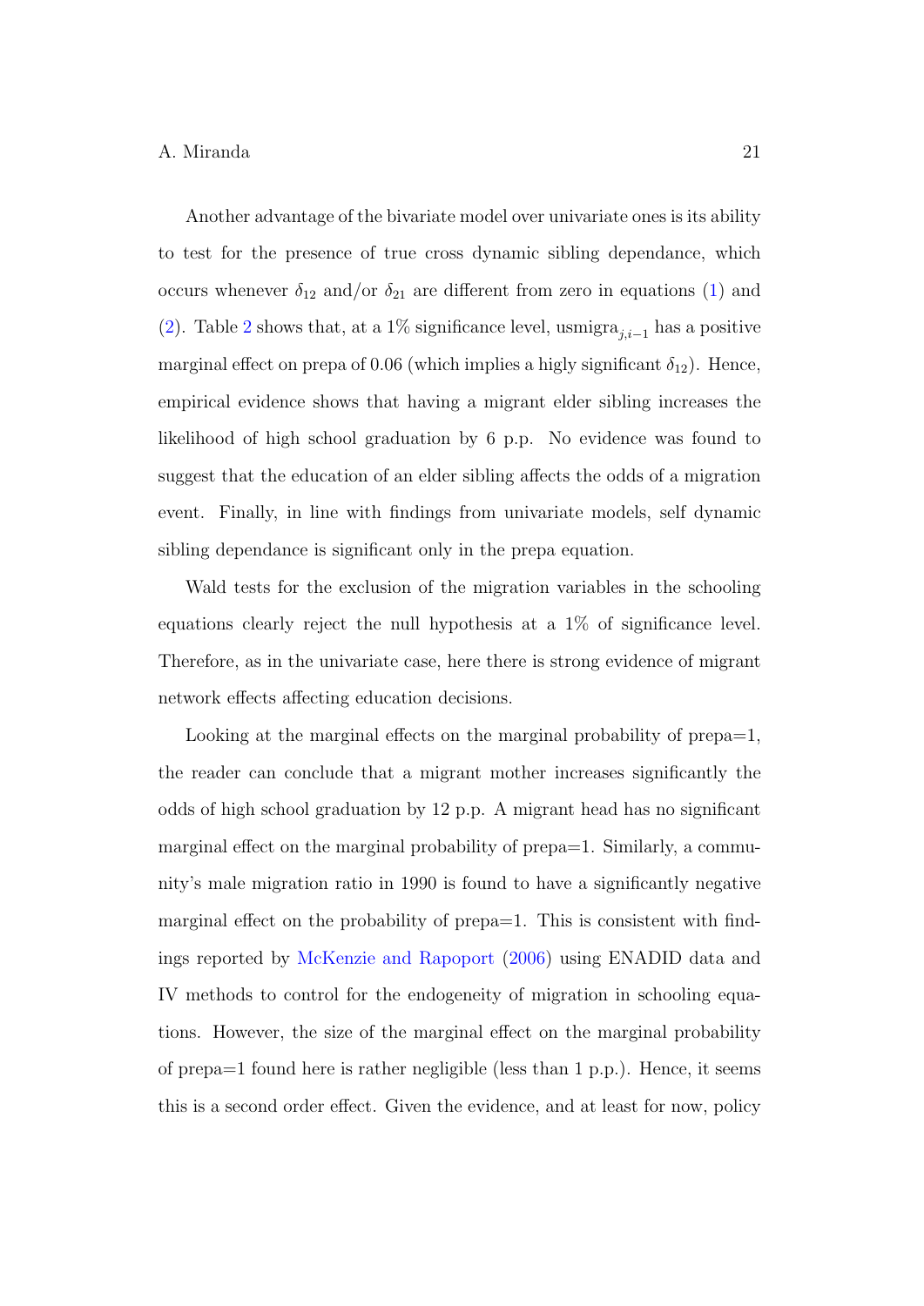Another advantage of the bivariate model over univariate ones is its ability to test for the presence of true cross dynamic sibling dependance, which occurs whenever $\delta_{12}$ and/or $\delta_{21}$ are different from zero in equations (1) and (2). Table 2 shows that, at a 1% significance level, $\text{usmigra}_{j,i-1}$ has a positive marginal effect on prepa of 0.06 (which implies a higly significant $\delta_{12}$). Hence, empirical evidence shows that having a migrant elder sibling increases the likelihood of high school graduation by 6 p.p. No evidence was found to suggest that the education of an elder sibling affects the odds of a migration event. Finally, in line with findings from univariate models, self dynamic sibling dependance is significant only in the prepa equation.

Wald tests for the exclusion of the migration variables in the schooling equations clearly reject the null hypothesis at a 1% of significance level. Therefore, as in the univariate case, here there is strong evidence of migrant network effects affecting education decisions.

Looking at the marginal effects on the marginal probability of prepa=1, the reader can conclude that a migrant mother increases significantly the odds of high school graduation by 12 p.p. A migrant head has no significant marginal effect on the marginal probability of prepa=1. Similarly, a community's male migration ratio in 1990 is found to have a significantly negative marginal effect on the probability of prepa=1. This is consistent with findings reported by McKenzie and Rapoport (2006) using ENADID data and IV methods to control for the endogeneity of migration in schooling equations. However, the size of the marginal effect on the marginal probability of prepa=1 found here is rather negligible (less than 1 p.p.). Hence, it seems this is a second order effect. Given the evidence, and at least for now, policy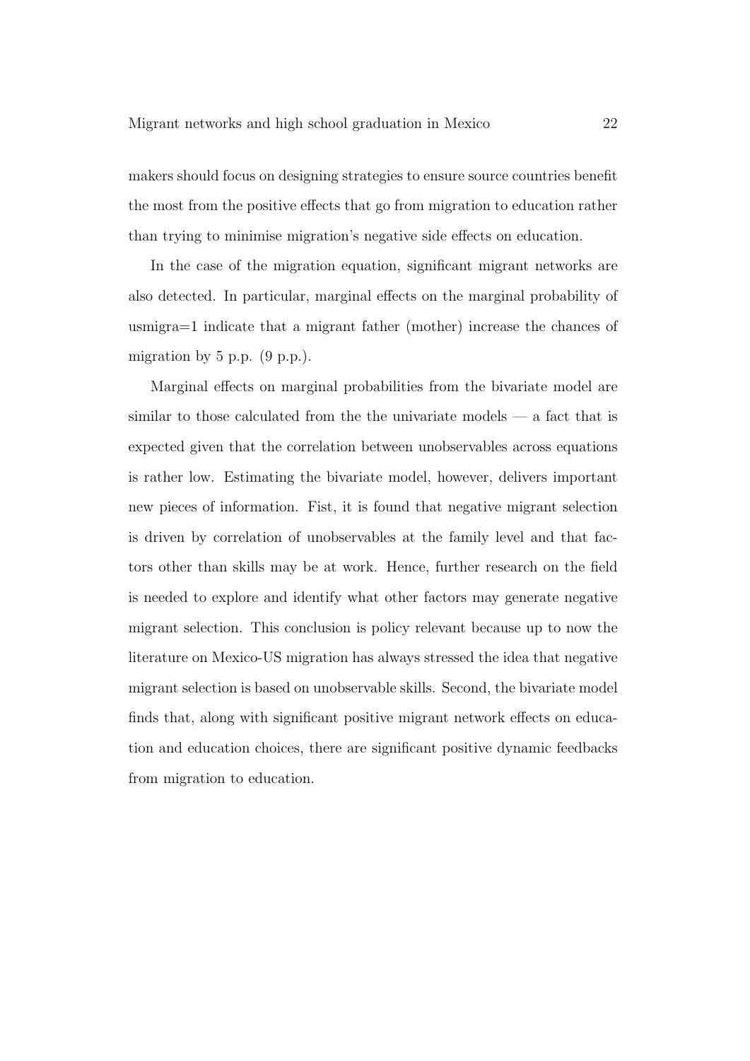makers should focus on designing strategies to ensure source countries benefit the most from the positive effects that go from migration to education rather than trying to minimise migration's negative side effects on education.

In the case of the migration equation, significant migrant networks are also detected. In particular, marginal effects on the marginal probability of usmigra=1 indicate that a migrant father (mother) increase the chances of migration by 5 p.p. (9 p.p.).

Marginal effects on marginal probabilities from the bivariate model are similar to those calculated from the the univariate models — a fact that is expected given that the correlation between unobservables across equations is rather low. Estimating the bivariate model, however, delivers important new pieces of information. Fist, it is found that negative migrant selection is driven by correlation of unobservables at the family level and that factors other than skills may be at work. Hence, further research on the field is needed to explore and identify what other factors may generate negative migrant selection. This conclusion is policy relevant because up to now the literature on Mexico-US migration has always stressed the idea that negative migrant selection is based on unobservable skills. Second, the bivariate model finds that, along with significant positive migrant network effects on education and education choices, there are significant positive dynamic feedbacks from migration to education.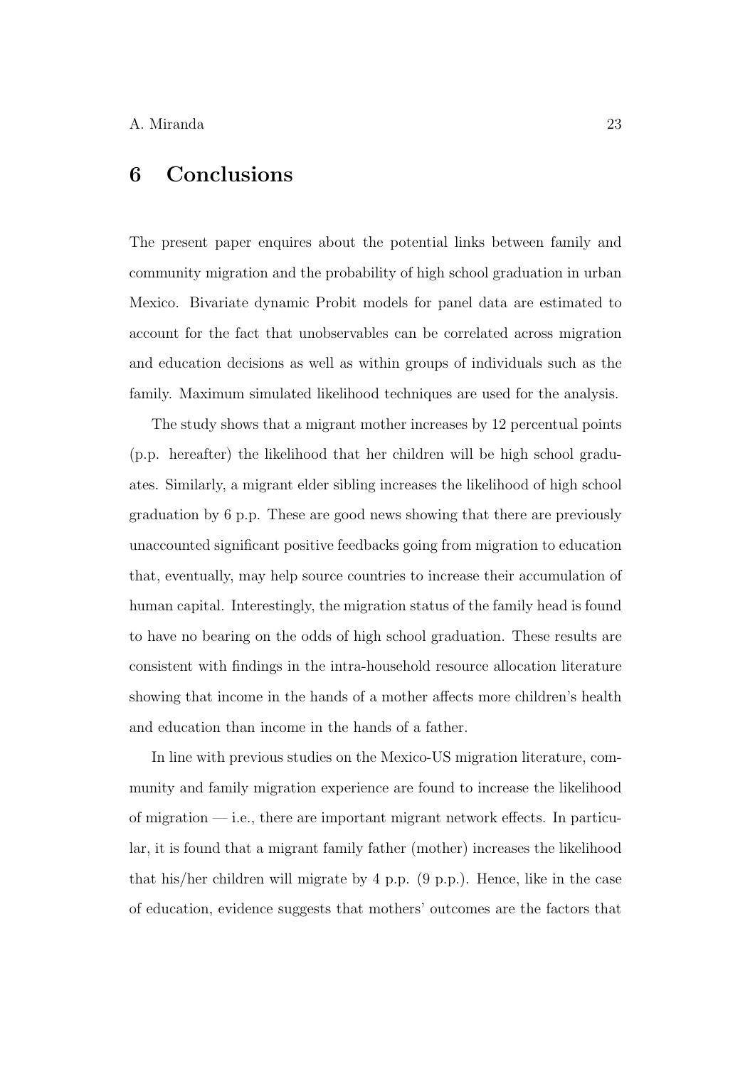# 6 Conclusions

The present paper enquires about the potential links between family and community migration and the probability of high school graduation in urban Mexico. Bivariate dynamic Probit models for panel data are estimated to account for the fact that unobservables can be correlated across migration and education decisions as well as within groups of individuals such as the family. Maximum simulated likelihood techniques are used for the analysis.

The study shows that a migrant mother increases by 12 percentual points (p.p. hereafter) the likelihood that her children will be high school graduates. Similarly, a migrant elder sibling increases the likelihood of high school graduation by 6 p.p. These are good news showing that there are previously unaccounted significant positive feedbacks going from migration to education that, eventually, may help source countries to increase their accumulation of human capital. Interestingly, the migration status of the family head is found to have no bearing on the odds of high school graduation. These results are consistent with findings in the intra-household resource allocation literature showing that income in the hands of a mother affects more children's health and education than income in the hands of a father.

In line with previous studies on the Mexico-US migration literature, community and family migration experience are found to increase the likelihood of migration — i.e., there are important migrant network effects. In particular, it is found that a migrant family father (mother) increases the likelihood that his/her children will migrate by 4 p.p. (9 p.p.). Hence, like in the case of education, evidence suggests that mothers' outcomes are the factors that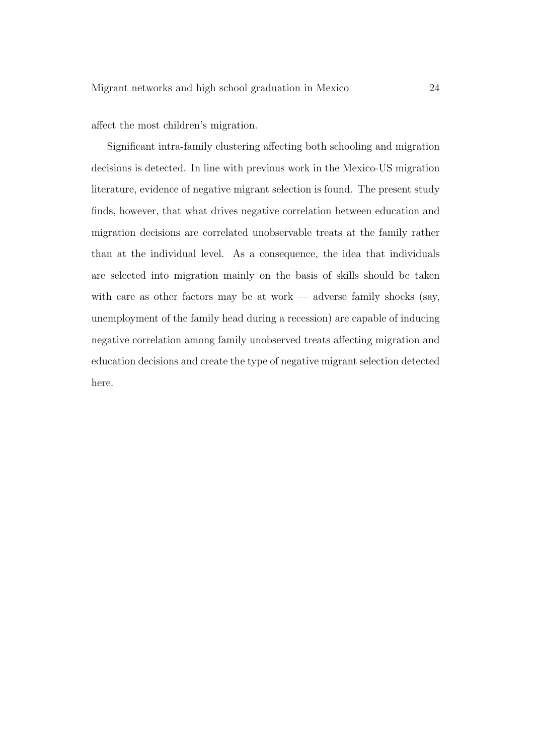affect the most children's migration.

Significant intra-family clustering affecting both schooling and migration decisions is detected. In line with previous work in the Mexico-US migration literature, evidence of negative migrant selection is found. The present study finds, however, that what drives negative correlation between education and migration decisions are correlated unobservable treats at the family rather than at the individual level. As a consequence, the idea that individuals are selected into migration mainly on the basis of skills should be taken with care as other factors may be at work — adverse family shocks (say, unemployment of the family head during a recession) are capable of inducing negative correlation among family unobserved treats affecting migration and education decisions and create the type of negative migrant selection detected here.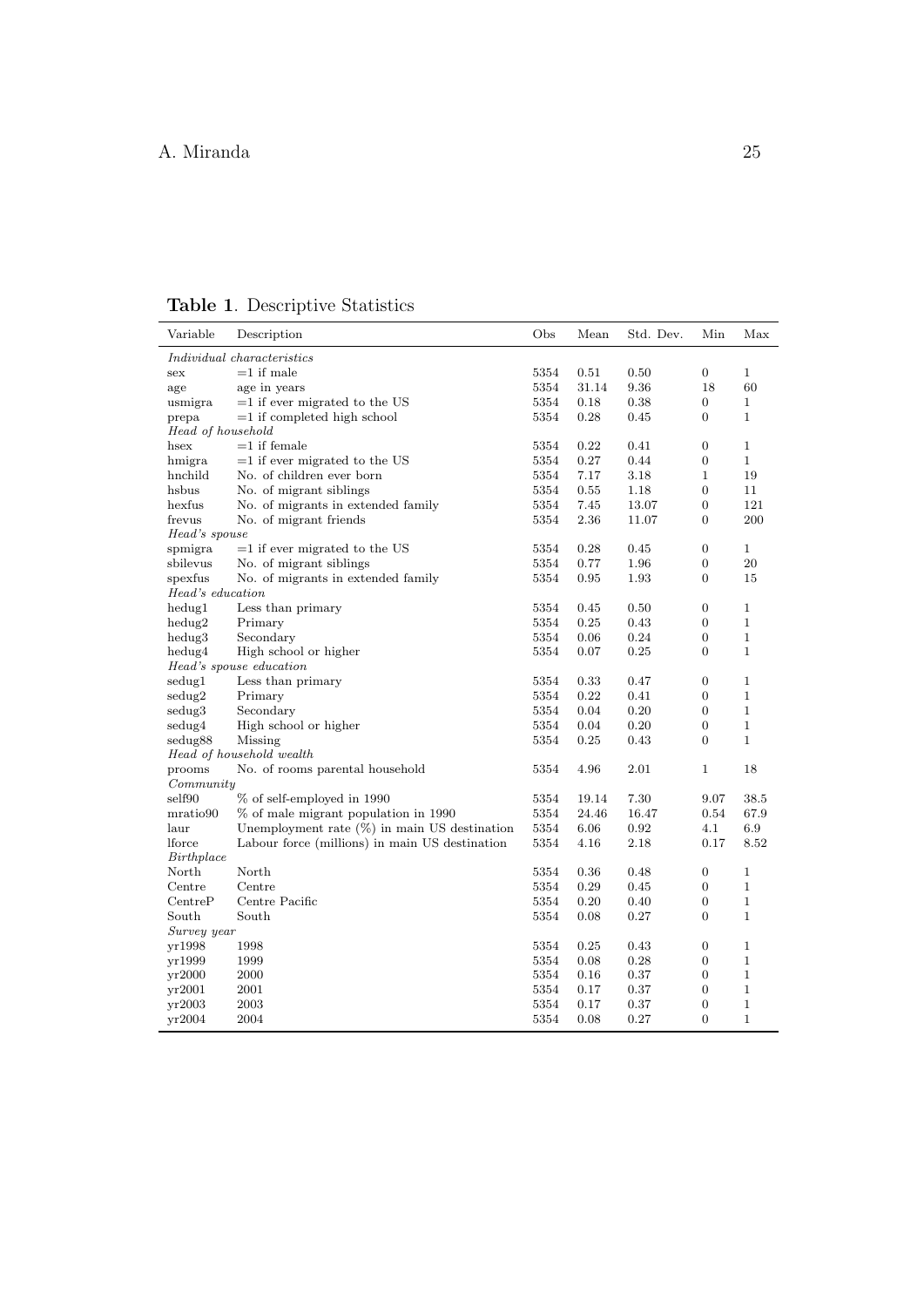**Table 1**. Descriptive Statistics

| Variable | Description | Obs | Mean | Std. Dev. | Min | Max |
|---|---|---|---|---|---|---|
| *Individual characteristics* | | | | | | |
| sex | =1 if male | 5354 | 0.51 | 0.50 | 0 | 1 |
| age | age in years | 5354 | 31.14 | 9.36 | 18 | 60 |
| usmigra | =1 if ever migrated to the US | 5354 | 0.18 | 0.38 | 0 | 1 |
| prepa | =1 if completed high school | 5354 | 0.28 | 0.45 | 0 | 1 |
| *Head of household* | | | | | | |
| hsex | =1 if female | 5354 | 0.22 | 0.41 | 0 | 1 |
| hmigra | =1 if ever migrated to the US | 5354 | 0.27 | 0.44 | 0 | 1 |
| hnchild | No. of children ever born | 5354 | 7.17 | 3.18 | 1 | 19 |
| hsbus | No. of migrant siblings | 5354 | 0.55 | 1.18 | 0 | 11 |
| hexfus | No. of migrants in extended family | 5354 | 7.45 | 13.07 | 0 | 121 |
| frevus | No. of migrant friends | 5354 | 2.36 | 11.07 | 0 | 200 |
| *Head's spouse* | | | | | | |
| spmigra | =1 if ever migrated to the US | 5354 | 0.28 | 0.45 | 0 | 1 |
| sbilevus | No. of migrant siblings | 5354 | 0.77 | 1.96 | 0 | 20 |
| spexfus | No. of migrants in extended family | 5354 | 0.95 | 1.93 | 0 | 15 |
| *Head's education* | | | | | | |
| hedug1 | Less than primary | 5354 | 0.45 | 0.50 | 0 | 1 |
| hedug2 | Primary | 5354 | 0.25 | 0.43 | 0 | 1 |
| hedug3 | Secondary | 5354 | 0.06 | 0.24 | 0 | 1 |
| hedug4 | High school or higher | 5354 | 0.07 | 0.25 | 0 | 1 |
| *Head's spouse education* | | | | | | |
| sedug1 | Less than primary | 5354 | 0.33 | 0.47 | 0 | 1 |
| sedug2 | Primary | 5354 | 0.22 | 0.41 | 0 | 1 |
| sedug3 | Secondary | 5354 | 0.04 | 0.20 | 0 | 1 |
| sedug4 | High school or higher | 5354 | 0.04 | 0.20 | 0 | 1 |
| sedug88 | Missing | 5354 | 0.25 | 0.43 | 0 | 1 |
| *Head of household wealth* | | | | | | |
| prooms | No. of rooms parental household | 5354 | 4.96 | 2.01 | 1 | 18 |
| *Community* | | | | | | |
| self90 | % of self-employed in 1990 | 5354 | 19.14 | 7.30 | 9.07 | 38.5 |
| mratio90 | % of male migrant population in 1990 | 5354 | 24.46 | 16.47 | 0.54 | 67.9 |
| laur | Unemployment rate (%) in main US destination | 5354 | 6.06 | 0.92 | 4.1 | 6.9 |
| lforce | Labour force (millions) in main US destination | 5354 | 4.16 | 2.18 | 0.17 | 8.52 |
| *Birthplace* | | | | | | |
| North | North | 5354 | 0.36 | 0.48 | 0 | 1 |
| Centre | Centre | 5354 | 0.29 | 0.45 | 0 | 1 |
| CentreP | Centre Pacific | 5354 | 0.20 | 0.40 | 0 | 1 |
| South | South | 5354 | 0.08 | 0.27 | 0 | 1 |
| *Survey year* | | | | | | |
| yr1998 | 1998 | 5354 | 0.25 | 0.43 | 0 | 1 |
| yr1999 | 1999 | 5354 | 0.08 | 0.28 | 0 | 1 |
| yr2000 | 2000 | 5354 | 0.16 | 0.37 | 0 | 1 |
| yr2001 | 2001 | 5354 | 0.17 | 0.37 | 0 | 1 |
| yr2003 | 2003 | 5354 | 0.17 | 0.37 | 0 | 1 |
| yr2004 | 2004 | 5354 | 0.08 | 0.27 | 0 | 1 |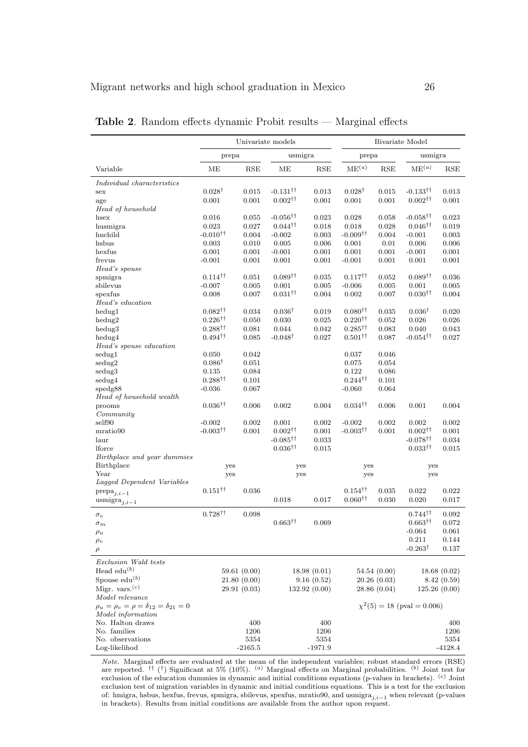**Table 2**. Random effects dynamic Probit results — Marginal effects

| | Univariate models | | | | Bivariate Model | | | |
|---|---|---|---|---|---|---|---|---|
| | prepa | | usmigra | | prepa | | usmigra | |
| Variable | ME | RSE | ME | RSE | ME$^{(a)}$ | RSE | ME$^{(a)}$ | RSE |
| *Individual characteristics* | | | | | | | | |
| sex | 0.028$^{\dagger}$ | 0.015 | -0.131$^{\dagger\dagger}$ | 0.013 | 0.028$^{\dagger}$ | 0.015 | -0.133$^{\dagger\dagger}$ | 0.013 |
| age | 0.001 | 0.001 | 0.002$^{\dagger\dagger}$ | 0.001 | 0.001 | 0.001 | 0.002$^{\dagger\dagger}$ | 0.001 |
| *Head of household* | | | | | | | | |
| hsex | 0.016 | 0.055 | -0.056$^{\dagger\dagger}$ | 0.023 | 0.028 | 0.058 | -0.058$^{\dagger\dagger}$ | 0.023 |
| husmigra | 0.023 | 0.027 | 0.044$^{\dagger\dagger}$ | 0.018 | 0.018 | 0.028 | 0.046$^{\dagger\dagger}$ | 0.019 |
| hnchild | -0.010$^{\dagger\dagger}$ | 0.004 | -0.002 | 0.003 | -0.009$^{\dagger\dagger}$ | 0.004 | -0.001 | 0.003 |
| hsbus | 0.003 | 0.010 | 0.005 | 0.006 | 0.001 | 0.01 | 0.006 | 0.006 |
| hexfus | 0.001 | 0.001 | -0.001 | 0.001 | 0.001 | 0.001 | -0.001 | 0.001 |
| frevus | -0.001 | 0.001 | 0.001 | 0.001 | -0.001 | 0.001 | 0.001 | 0.001 |
| *Head's spouse* | | | | | | | | |
| spmigra | 0.114$^{\dagger\dagger}$ | 0.051 | 0.089$^{\dagger\dagger}$ | 0.035 | 0.117$^{\dagger\dagger}$ | 0.052 | 0.089$^{\dagger\dagger}$ | 0.036 |
| sbilevus | -0.007 | 0.005 | 0.001 | 0.005 | -0.006 | 0.005 | 0.001 | 0.005 |
| spexfus | 0.008 | 0.007 | 0.031$^{\dagger\dagger}$ | 0.004 | 0.002 | 0.007 | 0.030$^{\dagger\dagger}$ | 0.004 |
| *Head's education* | | | | | | | | |
| hedug1 | 0.082$^{\dagger\dagger}$ | 0.034 | 0.036$^{\dagger}$ | 0.019 | 0.080$^{\dagger\dagger}$ | 0.035 | 0.036$^{\dagger}$ | 0.020 |
| hedug2 | 0.226$^{\dagger\dagger}$ | 0.050 | 0.030 | 0.025 | 0.220$^{\dagger\dagger}$ | 0.052 | 0.026 | 0.026 |
| hedug3 | 0.288$^{\dagger\dagger}$ | 0.081 | 0.044 | 0.042 | 0.285$^{\dagger\dagger}$ | 0.083 | 0.040 | 0.043 |
| hedug4 | 0.494$^{\dagger\dagger}$ | 0.085 | -0.048$^{\dagger}$ | 0.027 | 0.501$^{\dagger\dagger}$ | 0.087 | -0.054$^{\dagger\dagger}$ | 0.027 |
| *Head's spouse education* | | | | | | | | |
| sedug1 | 0.050 | 0.042 | | | 0.037 | 0.046 | | |
| sedug2 | 0.086$^{\dagger}$ | 0.051 | | | 0.075 | 0.054 | | |
| sedug3 | 0.135 | 0.084 | | | 0.122 | 0.086 | | |
| sedug4 | 0.288$^{\dagger\dagger}$ | 0.101 | | | 0.244$^{\dagger\dagger}$ | 0.101 | | |
| spedg88 | -0.036 | 0.067 | | | -0.060 | 0.064 | | |
| *Head of household wealth* | | | | | | | | |
| prooms | 0.036$^{\dagger\dagger}$ | 0.006 | 0.002 | 0.004 | 0.034$^{\dagger\dagger}$ | 0.006 | 0.001 | 0.004 |
| *Community* | | | | | | | | |
| self90 | -0.002 | 0.002 | 0.001 | 0.002 | -0.002 | 0.002 | 0.002 | 0.002 |
| mratio90 | -0.003$^{\dagger\dagger}$ | 0.001 | 0.002$^{\dagger\dagger}$ | 0.001 | -0.003$^{\dagger\dagger}$ | 0.001 | 0.002$^{\dagger\dagger}$ | 0.001 |
| laur | | | -0.085$^{\dagger\dagger}$ | 0.033 | | | -0.078$^{\dagger\dagger}$ | 0.034 |
| lforce | | | 0.036$^{\dagger\dagger}$ | 0.015 | | | 0.033$^{\dagger\dagger}$ | 0.015 |
| *Birthplace and year dummies* | | | | | | | | |
| Birthplace | yes | | yes | | yes | | yes | |
| Year | yes | | yes | | yes | | yes | |
| *Lagged Dependent Variables* | | | | | | | | |
| $\text{prepa}_{j,i-1}$ | 0.151$^{\dagger\dagger}$ | 0.036 | | | 0.154$^{\dagger\dagger}$ | 0.035 | 0.022 | 0.022 |
| $\text{usmigra}_{j,i-1}$ | | | 0.018 | 0.017 | 0.060$^{\dagger\dagger}$ | 0.030 | 0.020 | 0.017 |
| $\sigma_e$ | 0.728$^{\dagger\dagger}$ | 0.098 | | | | | 0.744$^{\dagger\dagger}$ | 0.092 |
| $\sigma_m$ | | | 0.663$^{\dagger\dagger}$ | 0.069 | | | 0.663$^{\dagger\dagger}$ | 0.072 |
| $\rho_u$ | | | | | | | -0.064 | 0.061 |
| $\rho_v$ | | | | | | | 0.211 | 0.144 |
| $\rho$ | | | | | | | -0.263$^{\dagger}$ | 0.137 |
| *Exclusion Wald tests* | | | | | | | | |
| Head edu$^{(b)}$ | 59.61 (0.00) | | 18.98 (0.01) | | 54.54 (0.00) | | 18.68 (0.02) | |
| Spouse edu$^{(b)}$ | 21.80 (0.00) | | 9.16 (0.52) | | 20.26 (0.03) | | 8.42 (0.59) | |
| Migr. vars.$^{(c)}$ | 29.91 (0.03) | | 132.92 (0.00) | | 28.86 (0.04) | | 125.26 (0.00) | |
| *Model relevance* | | | | | | | | |
| $\rho_u = \rho_v = \rho = \delta_{12} = \delta_{21} = 0$ | | | | | $\chi^2(5) = 18$ (pval = 0.006) | | | |
| *Model information* | | | | | | | | |
| No. Halton draws | 400 | | 400 | | | | 400 | |
| No. families | 1206 | | 1206 | | | | 1206 | |
| No. observations | 5354 | | 5354 | | | | 5354 | |
| Log-likelihod | -2165.5 | | -1971.9 | | | | -4128.4 | |

*Note.* Marginal effects are evaluated at the mean of the independent variables; robust standard errors (RSE) are reported. $^{\dagger\dagger}$ ($^{\dagger}$) Significant at 5% (10%). $^{(a)}$ Marginal effects on Marginal probabilities. $^{(b)}$ Joint test for exclusion of the education dummies in dynamic and initial conditions equations (p-values in brackets). $^{(c)}$ Joint exclusion test of migration variables in dynamic and initial conditions equations. This is a test for the exclusion of: hmigra, hsbus, hexfus, frevus, spmigra, sbilevus, spexfus, mratio90, and $\text{usmigra}_{j,i-1}$ when relevant (p-values in brackets). Results from initial conditions are available from the author upon request.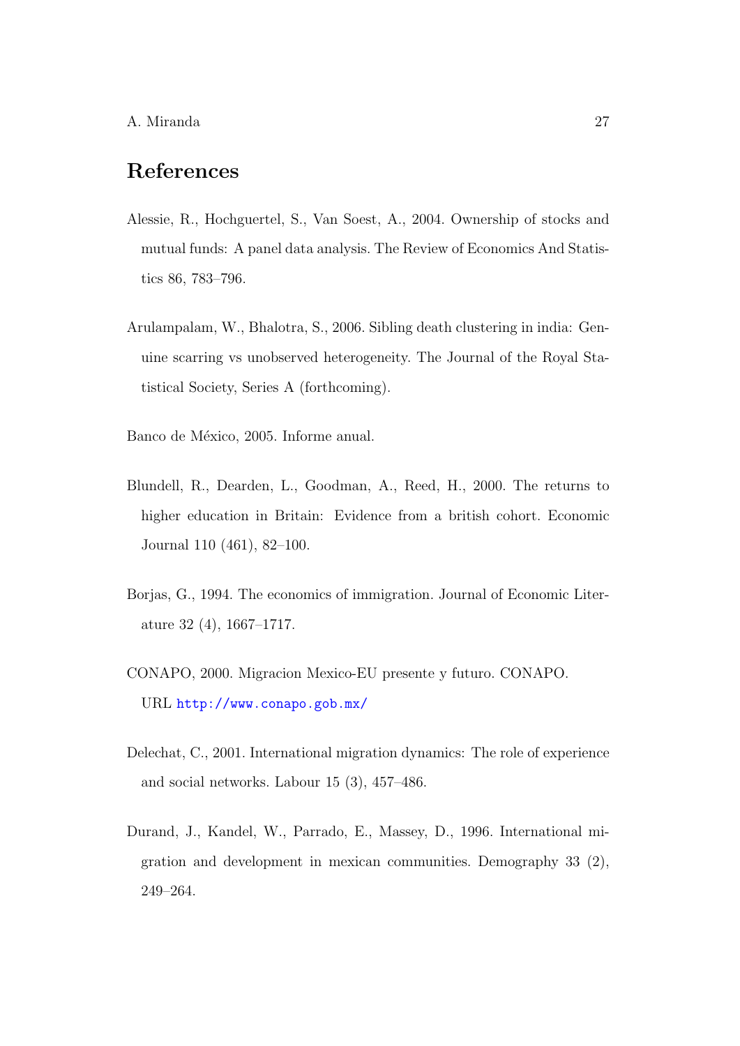## References

Alessie, R., Hochguertel, S., Van Soest, A., 2004. Ownership of stocks and mutual funds: A panel data analysis. The Review of Economics And Statistics 86, 783–796.

Arulampalam, W., Bhalotra, S., 2006. Sibling death clustering in india: Genuine scarring vs unobserved heterogeneity. The Journal of the Royal Statistical Society, Series A (forthcoming).

Banco de México, 2005. Informe anual.

Blundell, R., Dearden, L., Goodman, A., Reed, H., 2000. The returns to higher education in Britain: Evidence from a british cohort. Economic Journal 110 (461), 82–100.

Borjas, G., 1994. The economics of immigration. Journal of Economic Literature 32 (4), 1667–1717.

CONAPO, 2000. Migracion Mexico-EU presente y futuro. CONAPO. URL http://www.conapo.gob.mx/

Delechat, C., 2001. International migration dynamics: The role of experience and social networks. Labour 15 (3), 457–486.

Durand, J., Kandel, W., Parrado, E., Massey, D., 1996. International migration and development in mexican communities. Demography 33 (2), 249–264.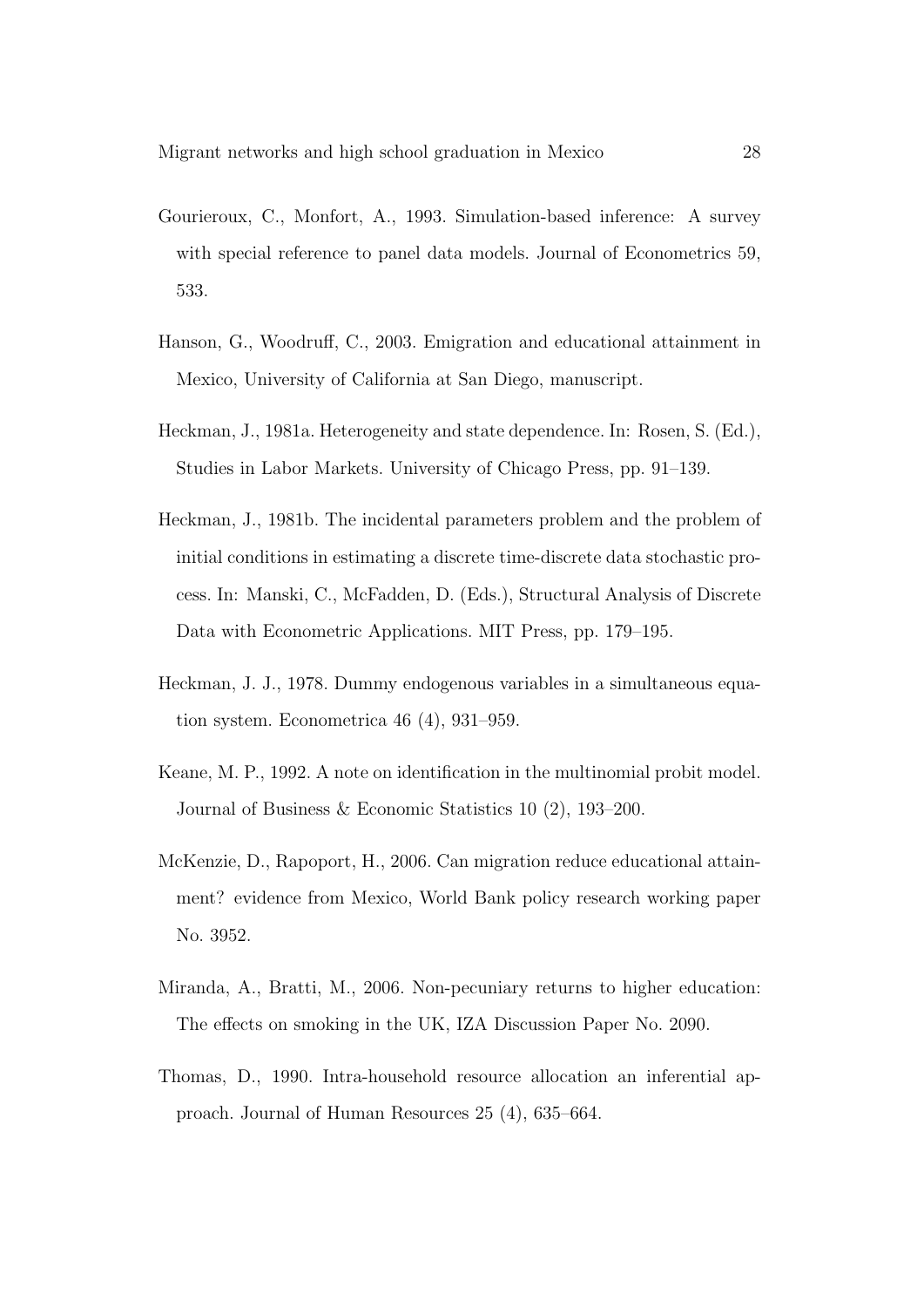Gourieroux, C., Monfort, A., 1993. Simulation-based inference: A survey with special reference to panel data models. Journal of Econometrics 59, 533.

Hanson, G., Woodruff, C., 2003. Emigration and educational attainment in Mexico, University of California at San Diego, manuscript.

Heckman, J., 1981a. Heterogeneity and state dependence. In: Rosen, S. (Ed.), Studies in Labor Markets. University of Chicago Press, pp. 91–139.

Heckman, J., 1981b. The incidental parameters problem and the problem of initial conditions in estimating a discrete time-discrete data stochastic process. In: Manski, C., McFadden, D. (Eds.), Structural Analysis of Discrete Data with Econometric Applications. MIT Press, pp. 179–195.

Heckman, J. J., 1978. Dummy endogenous variables in a simultaneous equation system. Econometrica 46 (4), 931–959.

Keane, M. P., 1992. A note on identification in the multinomial probit model. Journal of Business & Economic Statistics 10 (2), 193–200.

McKenzie, D., Rapoport, H., 2006. Can migration reduce educational attainment? evidence from Mexico, World Bank policy research working paper No. 3952.

Miranda, A., Bratti, M., 2006. Non-pecuniary returns to higher education: The effects on smoking in the UK, IZA Discussion Paper No. 2090.

Thomas, D., 1990. Intra-household resource allocation an inferential approach. Journal of Human Resources 25 (4), 635–664.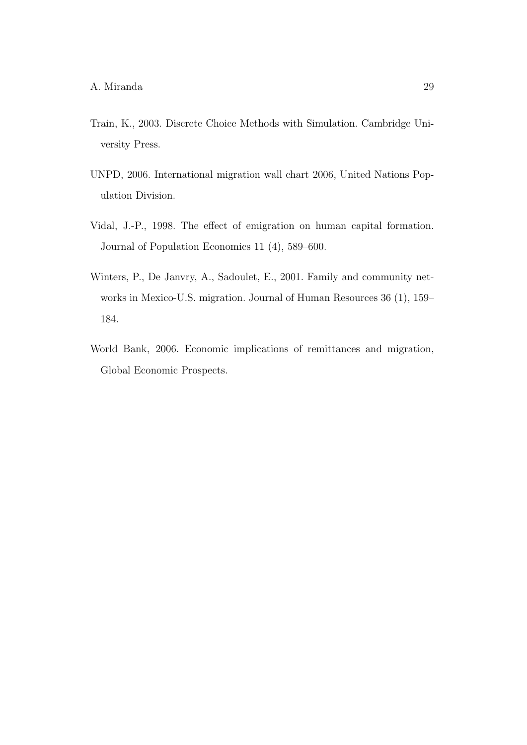Train, K., 2003. Discrete Choice Methods with Simulation. Cambridge University Press.

UNPD, 2006. International migration wall chart 2006, United Nations Population Division.

Vidal, J.-P., 1998. The effect of emigration on human capital formation. Journal of Population Economics 11 (4), 589–600.

Winters, P., De Janvry, A., Sadoulet, E., 2001. Family and community networks in Mexico-U.S. migration. Journal of Human Resources 36 (1), 159–184.

World Bank, 2006. Economic implications of remittances and migration, Global Economic Prospects.